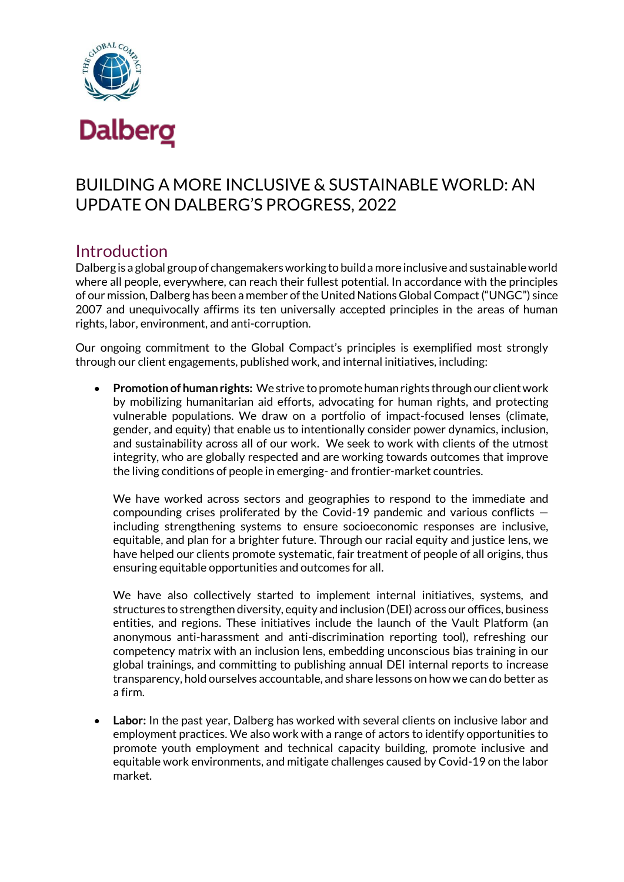# BUILDING A MORE INCLUSIVE & SUSTAINABLE WORLD: AN UPDATE ON DALBERG'S PROGRESS, 2022

## Introduction

Dalberg is a global group of changemakers working to build a more inclusive and sustainable world where all people, everywhere, can reach their fullest potential. In accordance with the principles of our mission, Dalberg has been a member of the United Nations Global Compact ("UNGC") since 2007 and unequivocally affirms its ten universally accepted principles in the areas of human rights, labor, environment, and anti-corruption.

Our ongoing commitment to the Global Compact's principles is exemplified most strongly through our client engagements, published work, and internal initiatives, including:

- **Promotion of human rights:** We strive to promote human rights through our client work by mobilizing humanitarian aid efforts, advocating for human rights, and protecting vulnerable populations. We draw on a portfolio of impact-focused lenses (climate, gender, and equity) that enable us to intentionally consider power dynamics, inclusion, and sustainability across all of our work. We seek to work with clients of the utmost integrity, who are globally respected and are working towards outcomes that improve the living conditions of people in emerging- and frontier-market countries.

  We have worked across sectors and geographies to respond to the immediate and compounding crises proliferated by the Covid-19 pandemic and various conflicts — including strengthening systems to ensure socioeconomic responses are inclusive, equitable, and plan for a brighter future. Through our racial equity and justice lens, we have helped our clients promote systematic, fair treatment of people of all origins, thus ensuring equitable opportunities and outcomes for all.

  We have also collectively started to implement internal initiatives, systems, and structures to strengthen diversity, equity and inclusion (DEI) across our offices, business entities, and regions. These initiatives include the launch of the Vault Platform (an anonymous anti-harassment and anti-discrimination reporting tool), refreshing our competency matrix with an inclusion lens, embedding unconscious bias training in our global trainings, and committing to publishing annual DEI internal reports to increase transparency, hold ourselves accountable, and share lessons on how we can do better as a firm.

- **Labor:** In the past year, Dalberg has worked with several clients on inclusive labor and employment practices. We also work with a range of actors to identify opportunities to promote youth employment and technical capacity building, promote inclusive and equitable work environments, and mitigate challenges caused by Covid-19 on the labor market.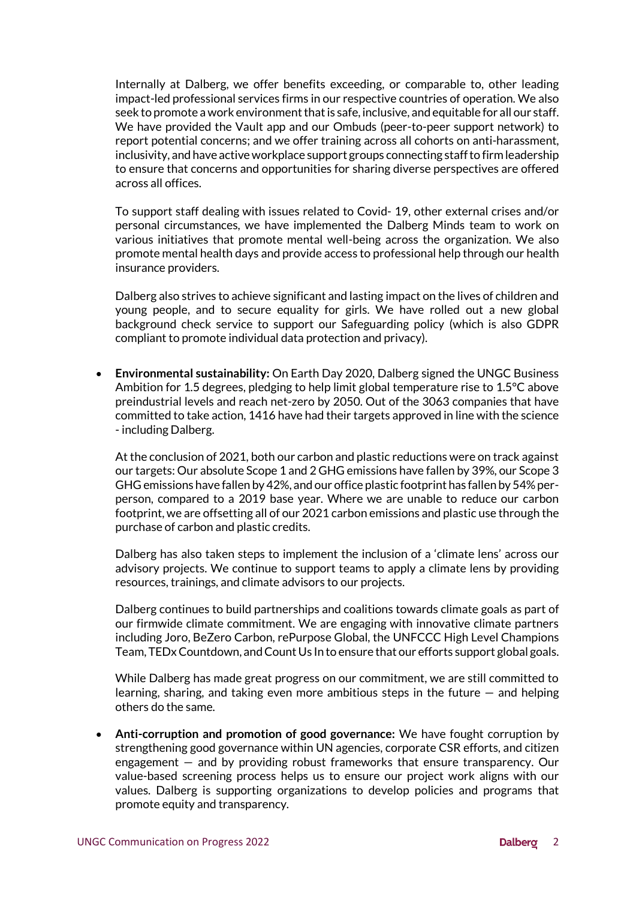Internally at Dalberg, we offer benefits exceeding, or comparable to, other leading impact-led professional services firms in our respective countries of operation. We also seek to promote a work environment that is safe, inclusive, and equitable for all our staff. We have provided the Vault app and our Ombuds (peer-to-peer support network) to report potential concerns; and we offer training across all cohorts on anti-harassment, inclusivity, and have active workplace support groups connecting staff to firm leadership to ensure that concerns and opportunities for sharing diverse perspectives are offered across all offices.

To support staff dealing with issues related to Covid- 19, other external crises and/or personal circumstances, we have implemented the Dalberg Minds team to work on various initiatives that promote mental well-being across the organization. We also promote mental health days and provide access to professional help through our health insurance providers.

Dalberg also strives to achieve significant and lasting impact on the lives of children and young people, and to secure equality for girls. We have rolled out a new global background check service to support our Safeguarding policy (which is also GDPR compliant to promote individual data protection and privacy).

- **Environmental sustainability:** On Earth Day 2020, Dalberg signed the UNGC Business Ambition for 1.5 degrees, pledging to help limit global temperature rise to 1.5°C above preindustrial levels and reach net-zero by 2050. Out of the 3063 companies that have committed to take action, 1416 have had their targets approved in line with the science - including Dalberg.

  At the conclusion of 2021, both our carbon and plastic reductions were on track against our targets: Our absolute Scope 1 and 2 GHG emissions have fallen by 39%, our Scope 3 GHG emissions have fallen by 42%, and our office plastic footprint has fallen by 54% per-person, compared to a 2019 base year. Where we are unable to reduce our carbon footprint, we are offsetting all of our 2021 carbon emissions and plastic use through the purchase of carbon and plastic credits.

  Dalberg has also taken steps to implement the inclusion of a 'climate lens' across our advisory projects. We continue to support teams to apply a climate lens by providing resources, trainings, and climate advisors to our projects.

  Dalberg continues to build partnerships and coalitions towards climate goals as part of our firmwide climate commitment. We are engaging with innovative climate partners including Joro, BeZero Carbon, rePurpose Global, the UNFCCC High Level Champions Team, TEDx Countdown, and Count Us In to ensure that our efforts support global goals.

  While Dalberg has made great progress on our commitment, we are still committed to learning, sharing, and taking even more ambitious steps in the future — and helping others do the same.

- **Anti-corruption and promotion of good governance:** We have fought corruption by strengthening good governance within UN agencies, corporate CSR efforts, and citizen engagement — and by providing robust frameworks that ensure transparency. Our value-based screening process helps us to ensure our project work aligns with our values. Dalberg is supporting organizations to develop policies and programs that promote equity and transparency.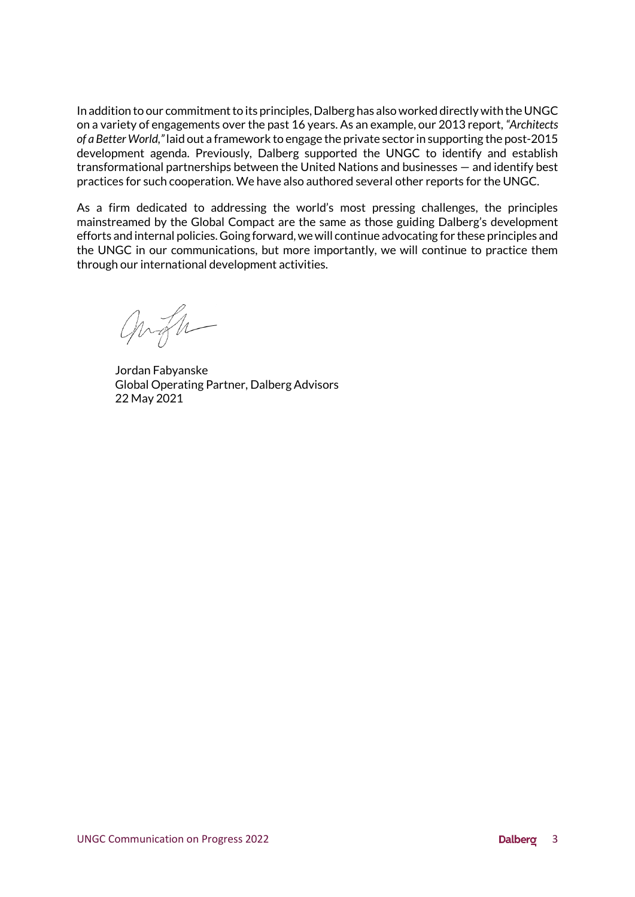In addition to our commitment to its principles, Dalberg has also worked directly with the UNGC on a variety of engagements over the past 16 years. As an example, our 2013 report, *"Architects of a Better World,"* laid out a framework to engage the private sector in supporting the post-2015 development agenda. Previously, Dalberg supported the UNGC to identify and establish transformational partnerships between the United Nations and businesses — and identify best practices for such cooperation. We have also authored several other reports for the UNGC.

As a firm dedicated to addressing the world's most pressing challenges, the principles mainstreamed by the Global Compact are the same as those guiding Dalberg's development efforts and internal policies. Going forward, we will continue advocating for these principles and the UNGC in our communications, but more importantly, we will continue to practice them through our international development activities.

Jordan Fabyanske
Global Operating Partner, Dalberg Advisors
22 May 2021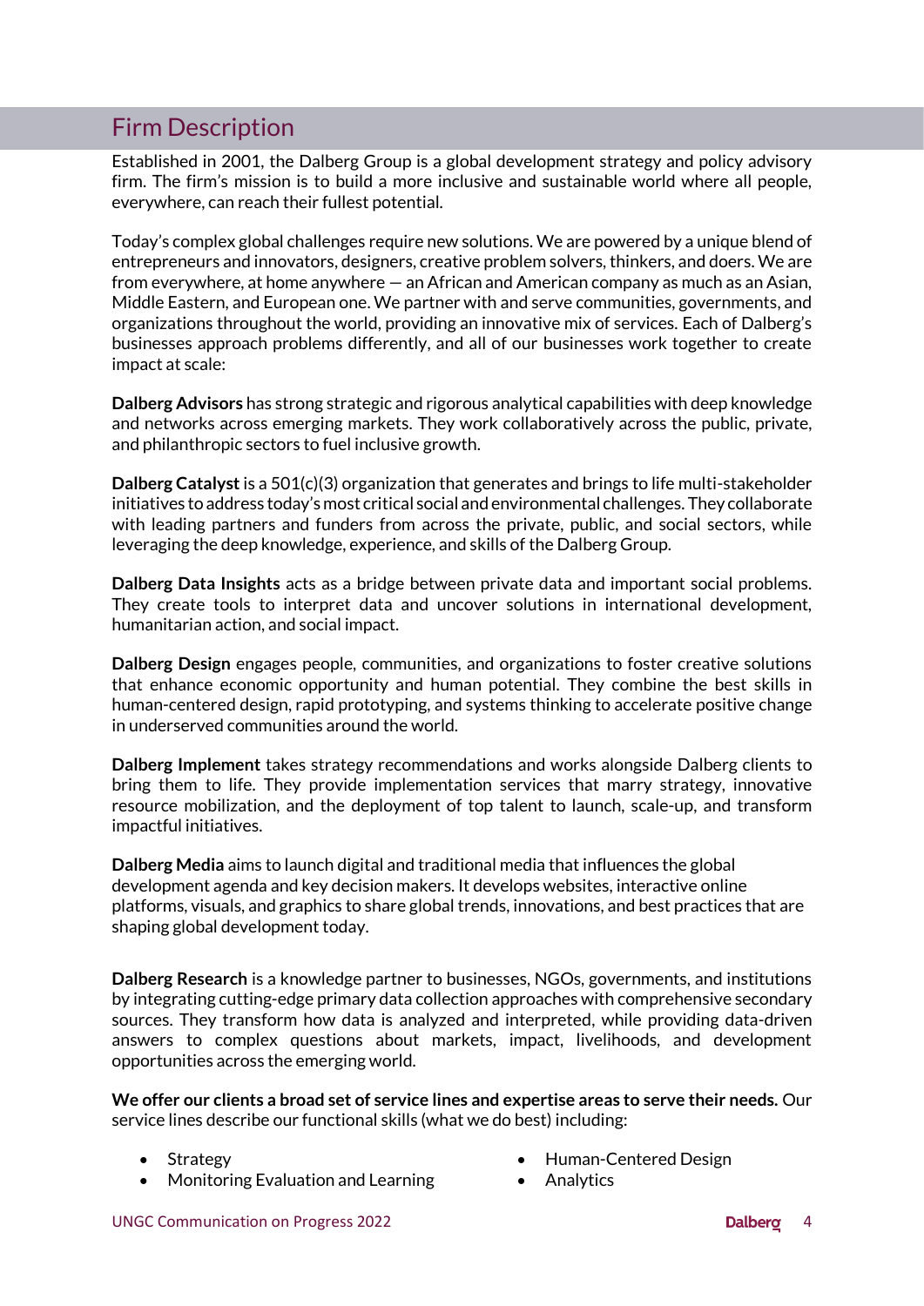## Firm Description

Established in 2001, the Dalberg Group is a global development strategy and policy advisory firm. The firm's mission is to build a more inclusive and sustainable world where all people, everywhere, can reach their fullest potential.

Today's complex global challenges require new solutions. We are powered by a unique blend of entrepreneurs and innovators, designers, creative problem solvers, thinkers, and doers. We are from everywhere, at home anywhere — an African and American company as much as an Asian, Middle Eastern, and European one. We partner with and serve communities, governments, and organizations throughout the world, providing an innovative mix of services. Each of Dalberg's businesses approach problems differently, and all of our businesses work together to create impact at scale:

**Dalberg Advisors** has strong strategic and rigorous analytical capabilities with deep knowledge and networks across emerging markets. They work collaboratively across the public, private, and philanthropic sectors to fuel inclusive growth.

**Dalberg Catalyst** is a 501(c)(3) organization that generates and brings to life multi-stakeholder initiatives to address today's most critical social and environmental challenges. They collaborate with leading partners and funders from across the private, public, and social sectors, while leveraging the deep knowledge, experience, and skills of the Dalberg Group.

**Dalberg Data Insights** acts as a bridge between private data and important social problems. They create tools to interpret data and uncover solutions in international development, humanitarian action, and social impact.

**Dalberg Design** engages people, communities, and organizations to foster creative solutions that enhance economic opportunity and human potential. They combine the best skills in human-centered design, rapid prototyping, and systems thinking to accelerate positive change in underserved communities around the world.

**Dalberg Implement** takes strategy recommendations and works alongside Dalberg clients to bring them to life. They provide implementation services that marry strategy, innovative resource mobilization, and the deployment of top talent to launch, scale-up, and transform impactful initiatives.

**Dalberg Media** aims to launch digital and traditional media that influences the global development agenda and key decision makers. It develops websites, interactive online platforms, visuals, and graphics to share global trends, innovations, and best practices that are shaping global development today.

**Dalberg Research** is a knowledge partner to businesses, NGOs, governments, and institutions by integrating cutting-edge primary data collection approaches with comprehensive secondary sources. They transform how data is analyzed and interpreted, while providing data-driven answers to complex questions about markets, impact, livelihoods, and development opportunities across the emerging world.

**We offer our clients a broad set of service lines and expertise areas to serve their needs.** Our service lines describe our functional skills (what we do best) including:

- Strategy
- Monitoring Evaluation and Learning
- Human-Centered Design
- Analytics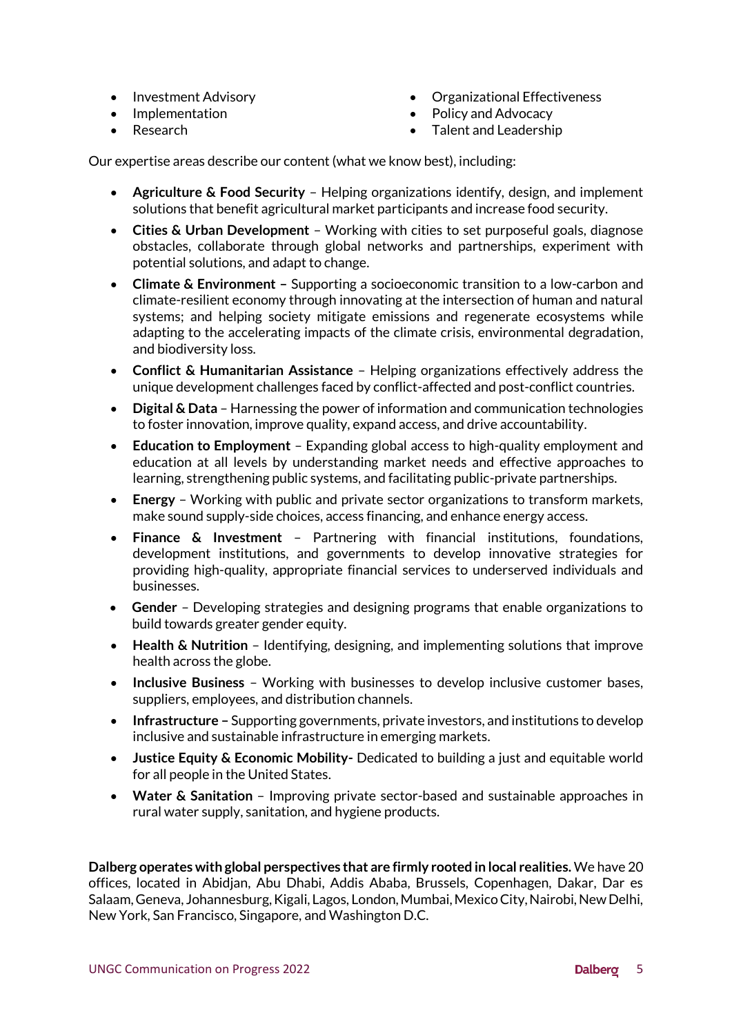- Investment Advisory
- Implementation
- Research
- Organizational Effectiveness
- Policy and Advocacy
- Talent and Leadership

Our expertise areas describe our content (what we know best), including:

- **Agriculture & Food Security** – Helping organizations identify, design, and implement solutions that benefit agricultural market participants and increase food security.
- **Cities & Urban Development** – Working with cities to set purposeful goals, diagnose obstacles, collaborate through global networks and partnerships, experiment with potential solutions, and adapt to change.
- **Climate & Environment –** Supporting a socioeconomic transition to a low-carbon and climate-resilient economy through innovating at the intersection of human and natural systems; and helping society mitigate emissions and regenerate ecosystems while adapting to the accelerating impacts of the climate crisis, environmental degradation, and biodiversity loss.
- **Conflict & Humanitarian Assistance** – Helping organizations effectively address the unique development challenges faced by conflict-affected and post-conflict countries.
- **Digital & Data** – Harnessing the power of information and communication technologies to foster innovation, improve quality, expand access, and drive accountability.
- **Education to Employment** – Expanding global access to high-quality employment and education at all levels by understanding market needs and effective approaches to learning, strengthening public systems, and facilitating public-private partnerships.
- **Energy** – Working with public and private sector organizations to transform markets, make sound supply-side choices, access financing, and enhance energy access.
- **Finance & Investment** – Partnering with financial institutions, foundations, development institutions, and governments to develop innovative strategies for providing high-quality, appropriate financial services to underserved individuals and businesses.
- **Gender** – Developing strategies and designing programs that enable organizations to build towards greater gender equity.
- **Health & Nutrition** – Identifying, designing, and implementing solutions that improve health across the globe.
- **Inclusive Business** – Working with businesses to develop inclusive customer bases, suppliers, employees, and distribution channels.
- **Infrastructure –** Supporting governments, private investors, and institutions to develop inclusive and sustainable infrastructure in emerging markets.
- **Justice Equity & Economic Mobility-** Dedicated to building a just and equitable world for all people in the United States.
- **Water & Sanitation** – Improving private sector-based and sustainable approaches in rural water supply, sanitation, and hygiene products.

**Dalberg operates with global perspectives that are firmly rooted in local realities.** We have 20 offices, located in Abidjan, Abu Dhabi, Addis Ababa, Brussels, Copenhagen, Dakar, Dar es Salaam, Geneva, Johannesburg, Kigali, Lagos, London, Mumbai, Mexico City, Nairobi, New Delhi, New York, San Francisco, Singapore, and Washington D.C.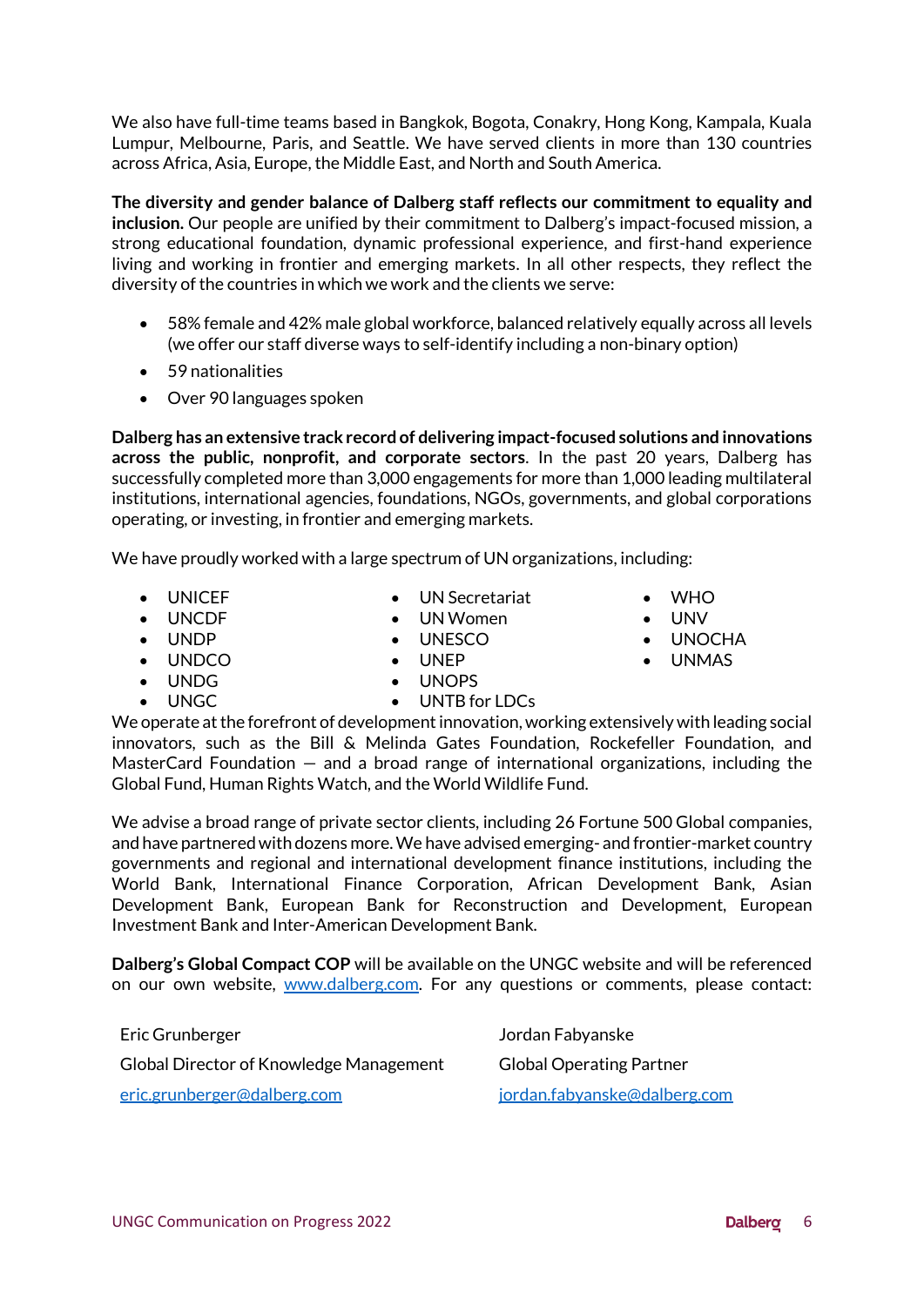We also have full-time teams based in Bangkok, Bogota, Conakry, Hong Kong, Kampala, Kuala Lumpur, Melbourne, Paris, and Seattle. We have served clients in more than 130 countries across Africa, Asia, Europe, the Middle East, and North and South America.

**The diversity and gender balance of Dalberg staff reflects our commitment to equality and inclusion.** Our people are unified by their commitment to Dalberg's impact-focused mission, a strong educational foundation, dynamic professional experience, and first-hand experience living and working in frontier and emerging markets. In all other respects, they reflect the diversity of the countries in which we work and the clients we serve:

- 58% female and 42% male global workforce, balanced relatively equally across all levels (we offer our staff diverse ways to self-identify including a non-binary option)
- 59 nationalities
- Over 90 languages spoken

**Dalberg has an extensive track record of delivering impact-focused solutions and innovations across the public, nonprofit, and corporate sectors**. In the past 20 years, Dalberg has successfully completed more than 3,000 engagements for more than 1,000 leading multilateral institutions, international agencies, foundations, NGOs, governments, and global corporations operating, or investing, in frontier and emerging markets.

We have proudly worked with a large spectrum of UN organizations, including:

- UNICEF
- UNCDF
- UNDP
- UNDCO
- UNDG
- UNGC
- UN Secretariat
- UN Women
- UNESCO
- UNEP
- UNOPS
- UNTB for LDCs
- WHO
- UNV
- UNOCHA
- UNMAS

We operate at the forefront of development innovation, working extensively with leading social innovators, such as the Bill & Melinda Gates Foundation, Rockefeller Foundation, and MasterCard Foundation — and a broad range of international organizations, including the Global Fund, Human Rights Watch, and the World Wildlife Fund.

We advise a broad range of private sector clients, including 26 Fortune 500 Global companies, and have partnered with dozens more. We have advised emerging- and frontier-market country governments and regional and international development finance institutions, including the World Bank, International Finance Corporation, African Development Bank, Asian Development Bank, European Bank for Reconstruction and Development, European Investment Bank and Inter-American Development Bank.

**Dalberg's Global Compact COP** will be available on the UNGC website and will be referenced on our own website, [www.dalberg.com](http://www.dalberg.com). For any questions or comments, please contact:

Eric Grunberger
Global Director of Knowledge Management
[eric.grunberger@dalberg.com](mailto:eric.grunberger@dalberg.com)

Jordan Fabyanske
Global Operating Partner
[jordan.fabyanske@dalberg.com](mailto:jordan.fabyanske@dalberg.com)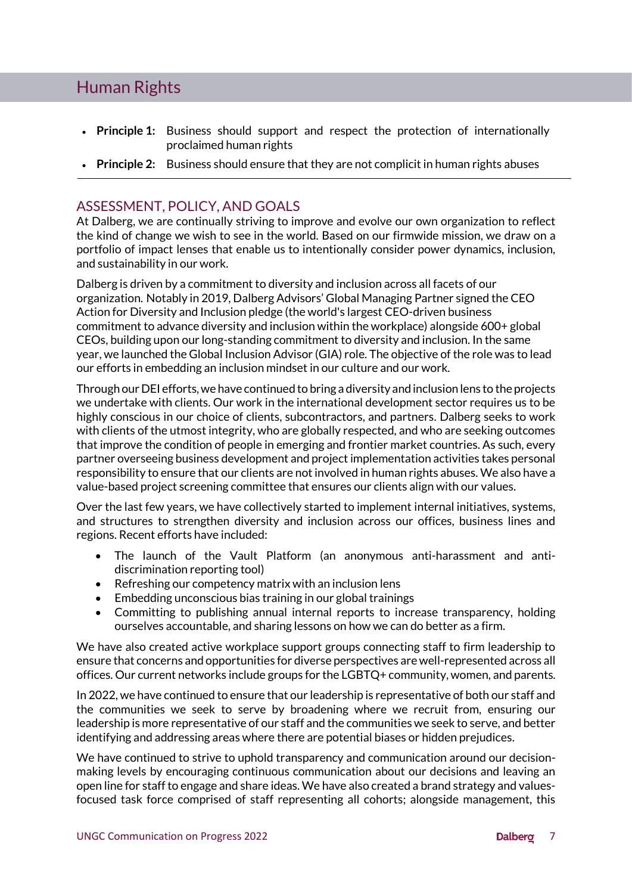# Human Rights

- **Principle 1:** Business should support and respect the protection of internationally proclaimed human rights
- **Principle 2:** Business should ensure that they are not complicit in human rights abuses

## ASSESSMENT, POLICY, AND GOALS

At Dalberg, we are continually striving to improve and evolve our own organization to reflect the kind of change we wish to see in the world. Based on our firmwide mission, we draw on a portfolio of impact lenses that enable us to intentionally consider power dynamics, inclusion, and sustainability in our work.

Dalberg is driven by a commitment to diversity and inclusion across all facets of our organization. Notably in 2019, Dalberg Advisors' Global Managing Partner signed the CEO Action for Diversity and Inclusion pledge (the world's largest CEO-driven business commitment to advance diversity and inclusion within the workplace) alongside 600+ global CEOs, building upon our long-standing commitment to diversity and inclusion. In the same year, we launched the Global Inclusion Advisor (GIA) role. The objective of the role was to lead our efforts in embedding an inclusion mindset in our culture and our work.

Through our DEI efforts, we have continued to bring a diversity and inclusion lens to the projects we undertake with clients. Our work in the international development sector requires us to be highly conscious in our choice of clients, subcontractors, and partners. Dalberg seeks to work with clients of the utmost integrity, who are globally respected, and who are seeking outcomes that improve the condition of people in emerging and frontier market countries. As such, every partner overseeing business development and project implementation activities takes personal responsibility to ensure that our clients are not involved in human rights abuses. We also have a value-based project screening committee that ensures our clients align with our values.

Over the last few years, we have collectively started to implement internal initiatives, systems, and structures to strengthen diversity and inclusion across our offices, business lines and regions. Recent efforts have included:

- The launch of the Vault Platform (an anonymous anti-harassment and anti-discrimination reporting tool)
- Refreshing our competency matrix with an inclusion lens
- Embedding unconscious bias training in our global trainings
- Committing to publishing annual internal reports to increase transparency, holding ourselves accountable, and sharing lessons on how we can do better as a firm.

We have also created active workplace support groups connecting staff to firm leadership to ensure that concerns and opportunities for diverse perspectives are well-represented across all offices. Our current networks include groups for the LGBTQ+ community, women, and parents.

In 2022, we have continued to ensure that our leadership is representative of both our staff and the communities we seek to serve by broadening where we recruit from, ensuring our leadership is more representative of our staff and the communities we seek to serve, and better identifying and addressing areas where there are potential biases or hidden prejudices.

We have continued to strive to uphold transparency and communication around our decision-making levels by encouraging continuous communication about our decisions and leaving an open line for staff to engage and share ideas. We have also created a brand strategy and values-focused task force comprised of staff representing all cohorts; alongside management, this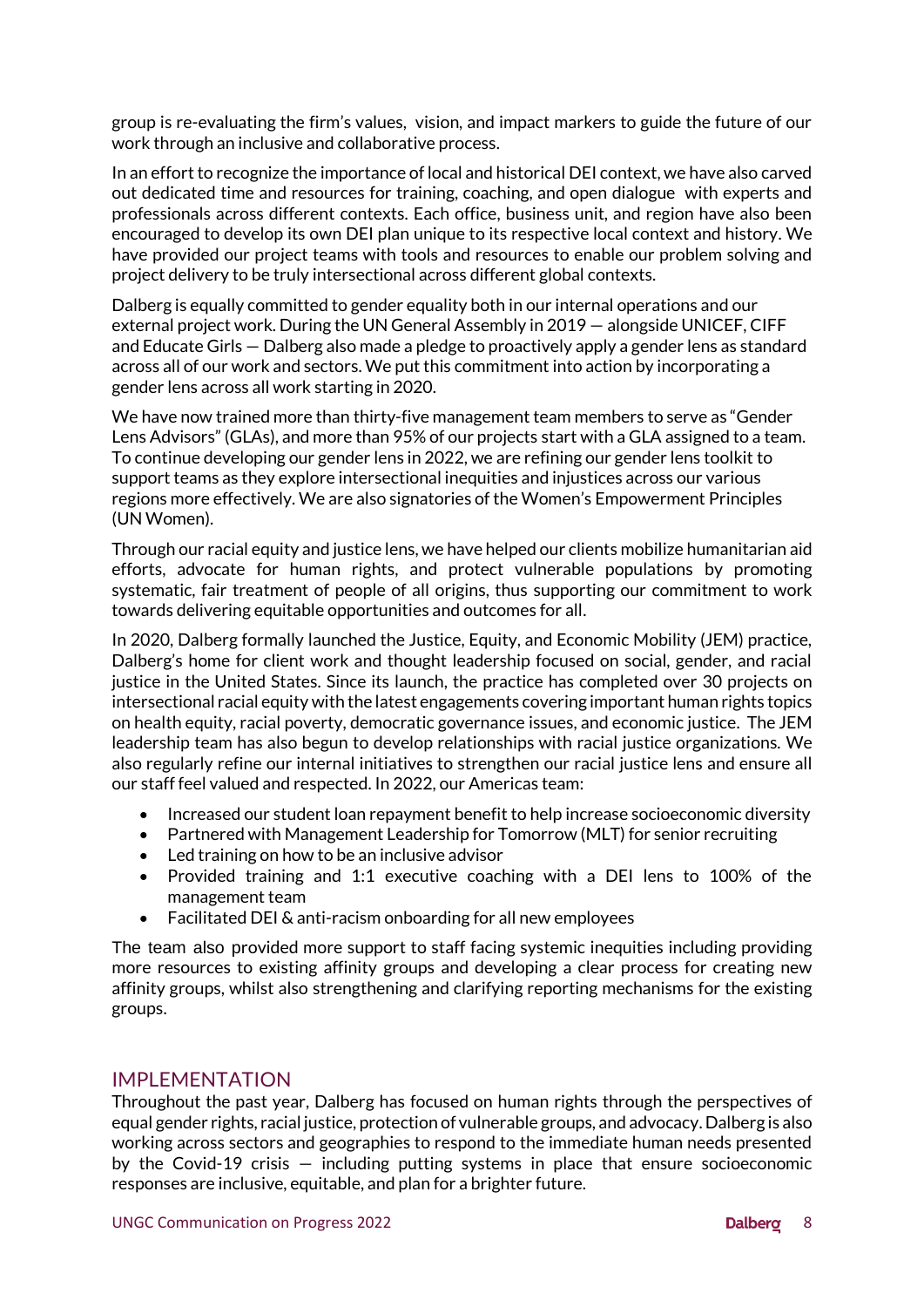group is re-evaluating the firm's values, vision, and impact markers to guide the future of our work through an inclusive and collaborative process.

In an effort to recognize the importance of local and historical DEI context, we have also carved out dedicated time and resources for training, coaching, and open dialogue with experts and professionals across different contexts. Each office, business unit, and region have also been encouraged to develop its own DEI plan unique to its respective local context and history. We have provided our project teams with tools and resources to enable our problem solving and project delivery to be truly intersectional across different global contexts.

Dalberg is equally committed to gender equality both in our internal operations and our external project work. During the UN General Assembly in 2019 — alongside UNICEF, CIFF and Educate Girls — Dalberg also made a pledge to proactively apply a gender lens as standard across all of our work and sectors. We put this commitment into action by incorporating a gender lens across all work starting in 2020.

We have now trained more than thirty-five management team members to serve as "Gender Lens Advisors" (GLAs), and more than 95% of our projects start with a GLA assigned to a team. To continue developing our gender lens in 2022, we are refining our gender lens toolkit to support teams as they explore intersectional inequities and injustices across our various regions more effectively. We are also signatories of the Women's Empowerment Principles (UN Women).

Through our racial equity and justice lens, we have helped our clients mobilize humanitarian aid efforts, advocate for human rights, and protect vulnerable populations by promoting systematic, fair treatment of people of all origins, thus supporting our commitment to work towards delivering equitable opportunities and outcomes for all.

In 2020, Dalberg formally launched the Justice, Equity, and Economic Mobility (JEM) practice, Dalberg's home for client work and thought leadership focused on social, gender, and racial justice in the United States. Since its launch, the practice has completed over 30 projects on intersectional racial equity with the latest engagements covering important human rights topics on health equity, racial poverty, democratic governance issues, and economic justice. The JEM leadership team has also begun to develop relationships with racial justice organizations. We also regularly refine our internal initiatives to strengthen our racial justice lens and ensure all our staff feel valued and respected. In 2022, our Americas team:

- Increased our student loan repayment benefit to help increase socioeconomic diversity
- Partnered with Management Leadership for Tomorrow (MLT) for senior recruiting
- Led training on how to be an inclusive advisor
- Provided training and 1:1 executive coaching with a DEI lens to 100% of the management team
- Facilitated DEI & anti-racism onboarding for all new employees

The team also provided more support to staff facing systemic inequities including providing more resources to existing affinity groups and developing a clear process for creating new affinity groups, whilst also strengthening and clarifying reporting mechanisms for the existing groups.

## IMPLEMENTATION

Throughout the past year, Dalberg has focused on human rights through the perspectives of equal gender rights, racial justice, protection of vulnerable groups, and advocacy. Dalberg is also working across sectors and geographies to respond to the immediate human needs presented by the Covid-19 crisis — including putting systems in place that ensure socioeconomic responses are inclusive, equitable, and plan for a brighter future.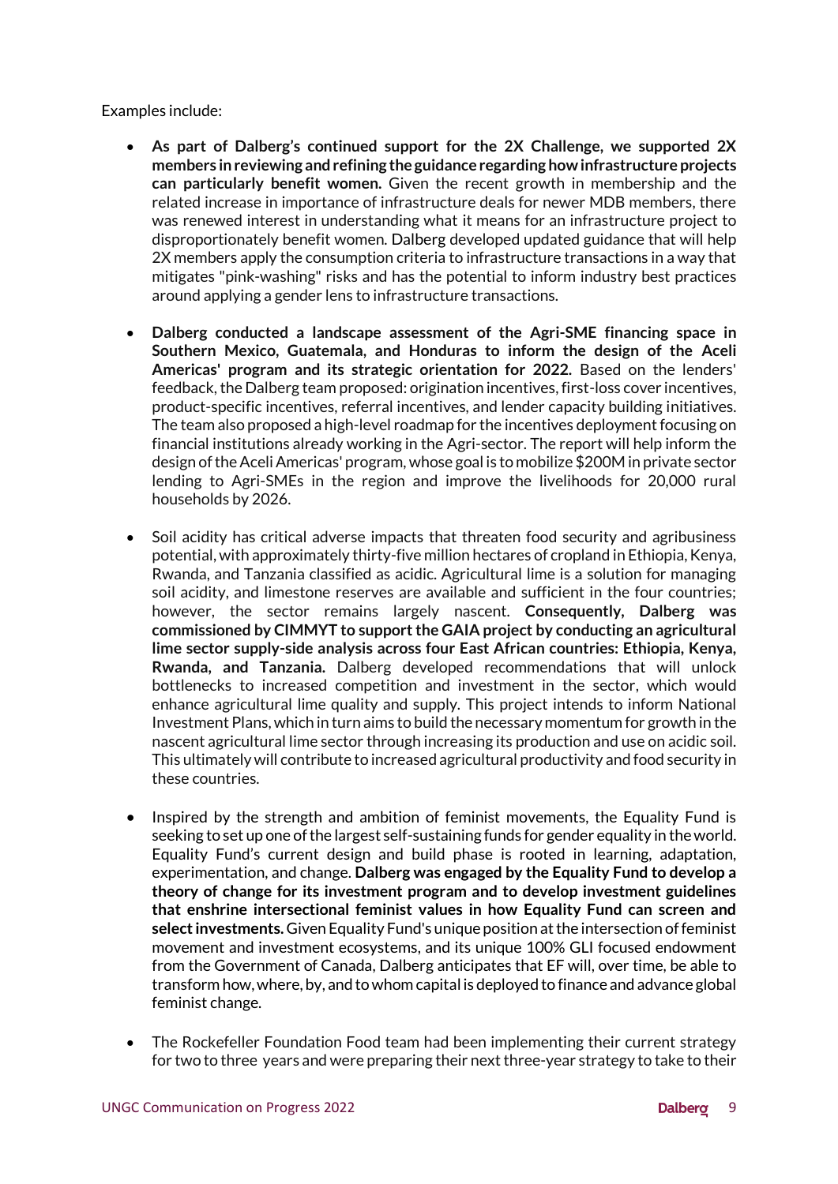Examples include:

- **As part of Dalberg's continued support for the 2X Challenge, we supported 2X members in reviewing and refining the guidance regarding how infrastructure projects can particularly benefit women.** Given the recent growth in membership and the related increase in importance of infrastructure deals for newer MDB members, there was renewed interest in understanding what it means for an infrastructure project to disproportionately benefit women. Dalberg developed updated guidance that will help 2X members apply the consumption criteria to infrastructure transactions in a way that mitigates "pink-washing" risks and has the potential to inform industry best practices around applying a gender lens to infrastructure transactions.

- **Dalberg conducted a landscape assessment of the Agri-SME financing space in Southern Mexico, Guatemala, and Honduras to inform the design of the Aceli Americas' program and its strategic orientation for 2022.** Based on the lenders' feedback, the Dalberg team proposed: origination incentives, first-loss cover incentives, product-specific incentives, referral incentives, and lender capacity building initiatives. The team also proposed a high-level roadmap for the incentives deployment focusing on financial institutions already working in the Agri-sector. The report will help inform the design of the Aceli Americas' program, whose goal is to mobilize $200M in private sector lending to Agri-SMEs in the region and improve the livelihoods for 20,000 rural households by 2026.

- Soil acidity has critical adverse impacts that threaten food security and agribusiness potential, with approximately thirty-five million hectares of cropland in Ethiopia, Kenya, Rwanda, and Tanzania classified as acidic. Agricultural lime is a solution for managing soil acidity, and limestone reserves are available and sufficient in the four countries; however, the sector remains largely nascent. **Consequently, Dalberg was commissioned by CIMMYT to support the GAIA project by conducting an agricultural lime sector supply-side analysis across four East African countries: Ethiopia, Kenya, Rwanda, and Tanzania.** Dalberg developed recommendations that will unlock bottlenecks to increased competition and investment in the sector, which would enhance agricultural lime quality and supply. This project intends to inform National Investment Plans, which in turn aims to build the necessary momentum for growth in the nascent agricultural lime sector through increasing its production and use on acidic soil. This ultimately will contribute to increased agricultural productivity and food security in these countries.

- Inspired by the strength and ambition of feminist movements, the Equality Fund is seeking to set up one of the largest self-sustaining funds for gender equality in the world. Equality Fund's current design and build phase is rooted in learning, adaptation, experimentation, and change. **Dalberg was engaged by the Equality Fund to develop a theory of change for its investment program and to develop investment guidelines that enshrine intersectional feminist values in how Equality Fund can screen and select investments.** Given Equality Fund's unique position at the intersection of feminist movement and investment ecosystems, and its unique 100% GLI focused endowment from the Government of Canada, Dalberg anticipates that EF will, over time, be able to transform how, where, by, and to whom capital is deployed to finance and advance global feminist change.

- The Rockefeller Foundation Food team had been implementing their current strategy for two to three years and were preparing their next three-year strategy to take to their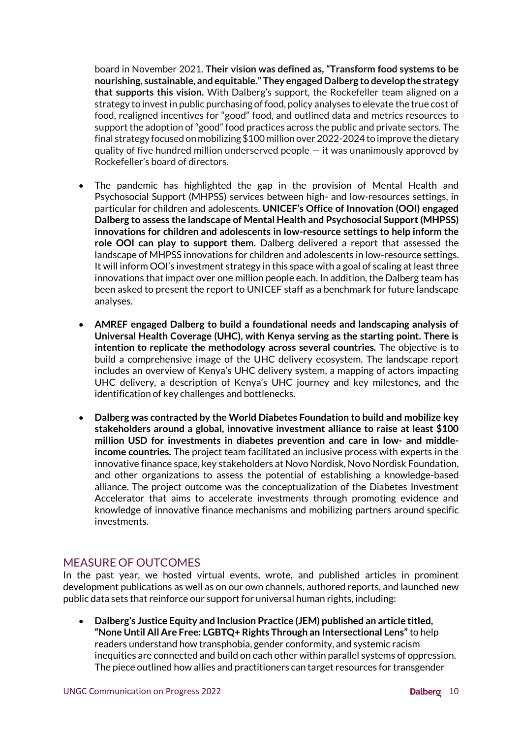board in November 2021. **Their vision was defined as, "Transform food systems to be nourishing, sustainable, and equitable." They engaged Dalberg to develop the strategy that supports this vision.** With Dalberg's support, the Rockefeller team aligned on a strategy to invest in public purchasing of food, policy analyses to elevate the true cost of food, realigned incentives for "good" food, and outlined data and metrics resources to support the adoption of "good" food practices across the public and private sectors. The final strategy focused on mobilizing $100 million over 2022-2024 to improve the dietary quality of five hundred million underserved people — it was unanimously approved by Rockefeller's board of directors.

- The pandemic has highlighted the gap in the provision of Mental Health and Psychosocial Support (MHPSS) services between high- and low-resources settings, in particular for children and adolescents. **UNICEF's Office of Innovation (OOI) engaged Dalberg to assess the landscape of Mental Health and Psychosocial Support (MHPSS) innovations for children and adolescents in low-resource settings to help inform the role OOI can play to support them.** Dalberg delivered a report that assessed the landscape of MHPSS innovations for children and adolescents in low-resource settings. It will inform OOI's investment strategy in this space with a goal of scaling at least three innovations that impact over one million people each. In addition, the Dalberg team has been asked to present the report to UNICEF staff as a benchmark for future landscape analyses.

- **AMREF engaged Dalberg to build a foundational needs and landscaping analysis of Universal Health Coverage (UHC), with Kenya serving as the starting point. There is intention to replicate the methodology across several countries.** The objective is to build a comprehensive image of the UHC delivery ecosystem. The landscape report includes an overview of Kenya's UHC delivery system, a mapping of actors impacting UHC delivery, a description of Kenya's UHC journey and key milestones, and the identification of key challenges and bottlenecks.

- **Dalberg was contracted by the World Diabetes Foundation to build and mobilize key stakeholders around a global, innovative investment alliance to raise at least $100 million USD for investments in diabetes prevention and care in low- and middle-income countries.** The project team facilitated an inclusive process with experts in the innovative finance space, key stakeholders at Novo Nordisk, Novo Nordisk Foundation, and other organizations to assess the potential of establishing a knowledge-based alliance. The project outcome was the conceptualization of the Diabetes Investment Accelerator that aims to accelerate investments through promoting evidence and knowledge of innovative finance mechanisms and mobilizing partners around specific investments.

## MEASURE OF OUTCOMES

In the past year, we hosted virtual events, wrote, and published articles in prominent development publications as well as on our own channels, authored reports, and launched new public data sets that reinforce our support for universal human rights, including:

- **Dalberg's Justice Equity and Inclusion Practice (JEM) published an article titled, "None Until All Are Free: LGBTQ+ Rights Through an Intersectional Lens"** to help readers understand how transphobia, gender conformity, and systemic racism inequities are connected and build on each other within parallel systems of oppression. The piece outlined how allies and practitioners can target resources for transgender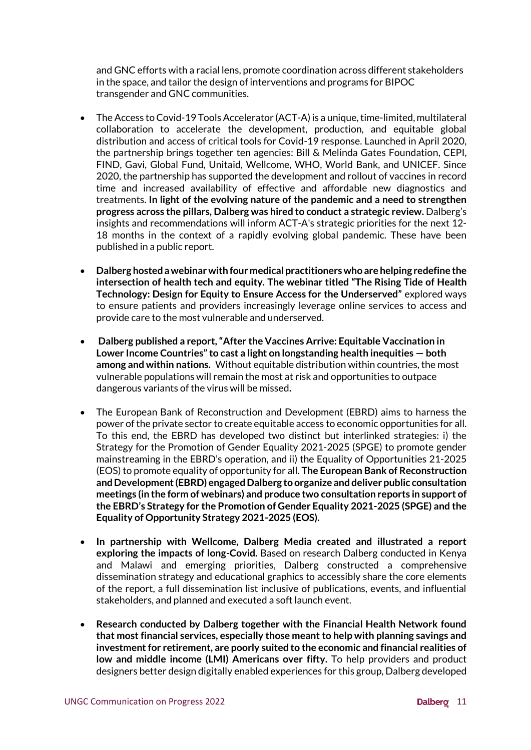and GNC efforts with a racial lens, promote coordination across different stakeholders in the space, and tailor the design of interventions and programs for BIPOC transgender and GNC communities.

- The Access to Covid-19 Tools Accelerator (ACT-A) is a unique, time-limited, multilateral collaboration to accelerate the development, production, and equitable global distribution and access of critical tools for Covid-19 response. Launched in April 2020, the partnership brings together ten agencies: Bill & Melinda Gates Foundation, CEPI, FIND, Gavi, Global Fund, Unitaid, Wellcome, WHO, World Bank, and UNICEF. Since 2020, the partnership has supported the development and rollout of vaccines in record time and increased availability of effective and affordable new diagnostics and treatments. **In light of the evolving nature of the pandemic and a need to strengthen progress across the pillars, Dalberg was hired to conduct a strategic review.** Dalberg's insights and recommendations will inform ACT-A's strategic priorities for the next 12-18 months in the context of a rapidly evolving global pandemic. These have been published in a public report.

- **Dalberg hosted a webinar with four medical practitioners who are helping redefine the intersection of health tech and equity. The webinar titled "The Rising Tide of Health Technology: Design for Equity to Ensure Access for the Underserved"** explored ways to ensure patients and providers increasingly leverage online services to access and provide care to the most vulnerable and underserved.

- **Dalberg published a report, "After the Vaccines Arrive: Equitable Vaccination in Lower Income Countries" to cast a light on longstanding health inequities — both among and within nations.** Without equitable distribution within countries, the most vulnerable populations will remain the most at risk and opportunities to outpace dangerous variants of the virus will be missed**.**

- The European Bank of Reconstruction and Development (EBRD) aims to harness the power of the private sector to create equitable access to economic opportunities for all. To this end, the EBRD has developed two distinct but interlinked strategies: i) the Strategy for the Promotion of Gender Equality 2021-2025 (SPGE) to promote gender mainstreaming in the EBRD's operation, and ii) the Equality of Opportunities 21-2025 (EOS) to promote equality of opportunity for all. **The European Bank of Reconstruction and Development (EBRD) engaged Dalberg to organize and deliver public consultation meetings (in the form of webinars) and produce two consultation reports in support of the EBRD's Strategy for the Promotion of Gender Equality 2021-2025 (SPGE) and the Equality of Opportunity Strategy 2021-2025 (EOS).**

- **In partnership with Wellcome, Dalberg Media created and illustrated a report exploring the impacts of long-Covid.** Based on research Dalberg conducted in Kenya and Malawi and emerging priorities, Dalberg constructed a comprehensive dissemination strategy and educational graphics to accessibly share the core elements of the report, a full dissemination list inclusive of publications, events, and influential stakeholders, and planned and executed a soft launch event.

- **Research conducted by Dalberg together with the Financial Health Network found that most financial services, especially those meant to help with planning savings and investment for retirement, are poorly suited to the economic and financial realities of low and middle income (LMI) Americans over fifty.** To help providers and product designers better design digitally enabled experiences for this group, Dalberg developed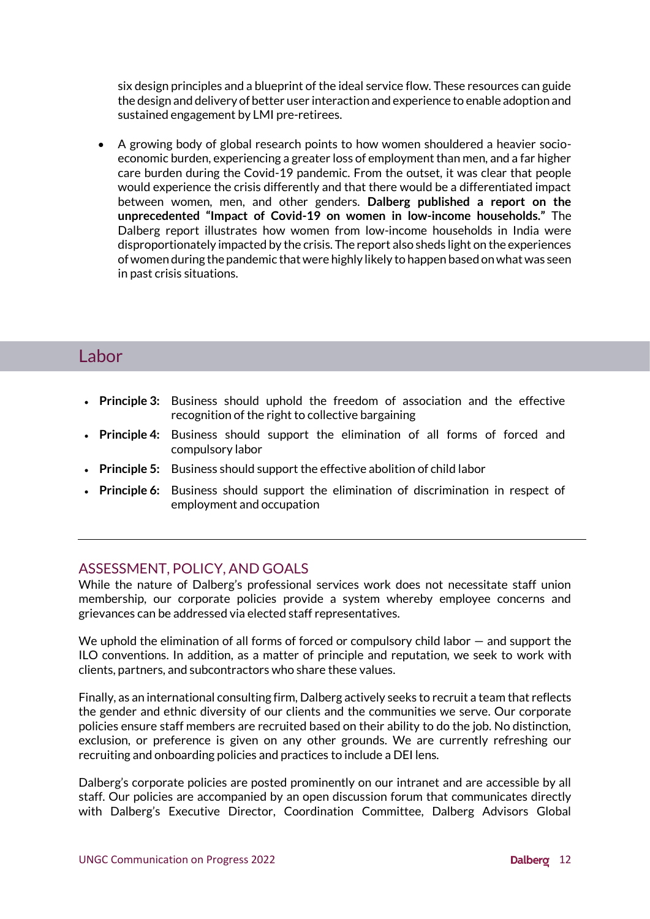six design principles and a blueprint of the ideal service flow. These resources can guide the design and delivery of better user interaction and experience to enable adoption and sustained engagement by LMI pre-retirees.

- A growing body of global research points to how women shouldered a heavier socio-economic burden, experiencing a greater loss of employment than men, and a far higher care burden during the Covid-19 pandemic. From the outset, it was clear that people would experience the crisis differently and that there would be a differentiated impact between women, men, and other genders. **Dalberg published a report on the unprecedented "Impact of Covid-19 on women in low-income households."** The Dalberg report illustrates how women from low-income households in India were disproportionately impacted by the crisis. The report also sheds light on the experiences of women during the pandemic that were highly likely to happen based on what was seen in past crisis situations.

## Labor

- **Principle 3:** Business should uphold the freedom of association and the effective recognition of the right to collective bargaining
- **Principle 4:** Business should support the elimination of all forms of forced and compulsory labor
- **Principle 5:** Business should support the effective abolition of child labor
- **Principle 6:** Business should support the elimination of discrimination in respect of employment and occupation

---

### ASSESSMENT, POLICY, AND GOALS

While the nature of Dalberg's professional services work does not necessitate staff union membership, our corporate policies provide a system whereby employee concerns and grievances can be addressed via elected staff representatives.

We uphold the elimination of all forms of forced or compulsory child labor — and support the ILO conventions. In addition, as a matter of principle and reputation, we seek to work with clients, partners, and subcontractors who share these values.

Finally, as an international consulting firm, Dalberg actively seeks to recruit a team that reflects the gender and ethnic diversity of our clients and the communities we serve. Our corporate policies ensure staff members are recruited based on their ability to do the job. No distinction, exclusion, or preference is given on any other grounds. We are currently refreshing our recruiting and onboarding policies and practices to include a DEI lens.

Dalberg's corporate policies are posted prominently on our intranet and are accessible by all staff. Our policies are accompanied by an open discussion forum that communicates directly with Dalberg's Executive Director, Coordination Committee, Dalberg Advisors Global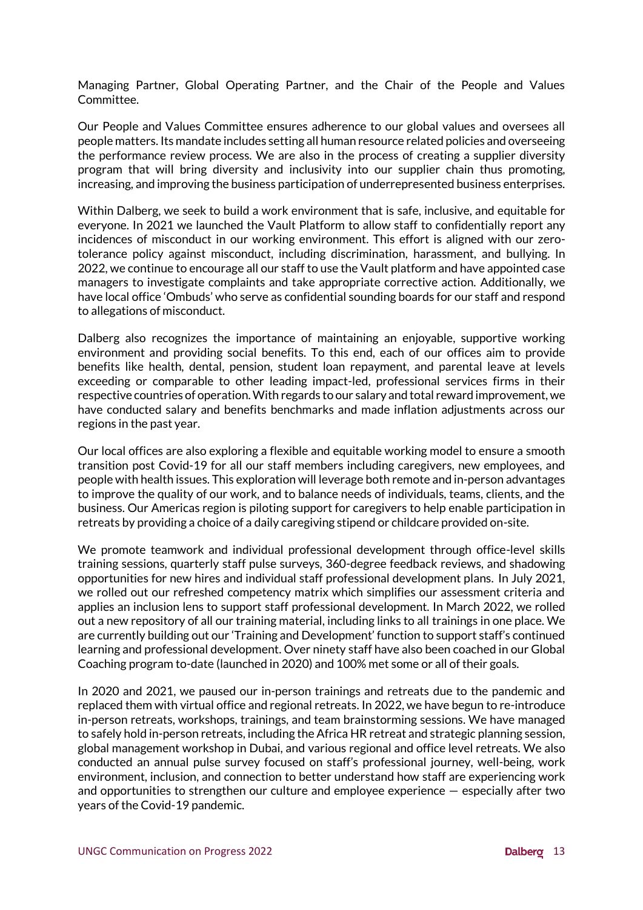Managing Partner, Global Operating Partner, and the Chair of the People and Values Committee.

Our People and Values Committee ensures adherence to our global values and oversees all people matters. Its mandate includes setting all human resource related policies and overseeing the performance review process. We are also in the process of creating a supplier diversity program that will bring diversity and inclusivity into our supplier chain thus promoting, increasing, and improving the business participation of underrepresented business enterprises.

Within Dalberg, we seek to build a work environment that is safe, inclusive, and equitable for everyone. In 2021 we launched the Vault Platform to allow staff to confidentially report any incidences of misconduct in our working environment. This effort is aligned with our zero-tolerance policy against misconduct, including discrimination, harassment, and bullying. In 2022, we continue to encourage all our staff to use the Vault platform and have appointed case managers to investigate complaints and take appropriate corrective action. Additionally, we have local office 'Ombuds' who serve as confidential sounding boards for our staff and respond to allegations of misconduct.

Dalberg also recognizes the importance of maintaining an enjoyable, supportive working environment and providing social benefits. To this end, each of our offices aim to provide benefits like health, dental, pension, student loan repayment, and parental leave at levels exceeding or comparable to other leading impact-led, professional services firms in their respective countries of operation. With regards to our salary and total reward improvement, we have conducted salary and benefits benchmarks and made inflation adjustments across our regions in the past year.

Our local offices are also exploring a flexible and equitable working model to ensure a smooth transition post Covid-19 for all our staff members including caregivers, new employees, and people with health issues. This exploration will leverage both remote and in-person advantages to improve the quality of our work, and to balance needs of individuals, teams, clients, and the business. Our Americas region is piloting support for caregivers to help enable participation in retreats by providing a choice of a daily caregiving stipend or childcare provided on-site.

We promote teamwork and individual professional development through office-level skills training sessions, quarterly staff pulse surveys, 360-degree feedback reviews, and shadowing opportunities for new hires and individual staff professional development plans. In July 2021, we rolled out our refreshed competency matrix which simplifies our assessment criteria and applies an inclusion lens to support staff professional development. In March 2022, we rolled out a new repository of all our training material, including links to all trainings in one place. We are currently building out our 'Training and Development' function to support staff's continued learning and professional development. Over ninety staff have also been coached in our Global Coaching program to-date (launched in 2020) and 100% met some or all of their goals.

In 2020 and 2021, we paused our in-person trainings and retreats due to the pandemic and replaced them with virtual office and regional retreats. In 2022, we have begun to re-introduce in-person retreats, workshops, trainings, and team brainstorming sessions. We have managed to safely hold in-person retreats, including the Africa HR retreat and strategic planning session, global management workshop in Dubai, and various regional and office level retreats. We also conducted an annual pulse survey focused on staff's professional journey, well-being, work environment, inclusion, and connection to better understand how staff are experiencing work and opportunities to strengthen our culture and employee experience — especially after two years of the Covid-19 pandemic.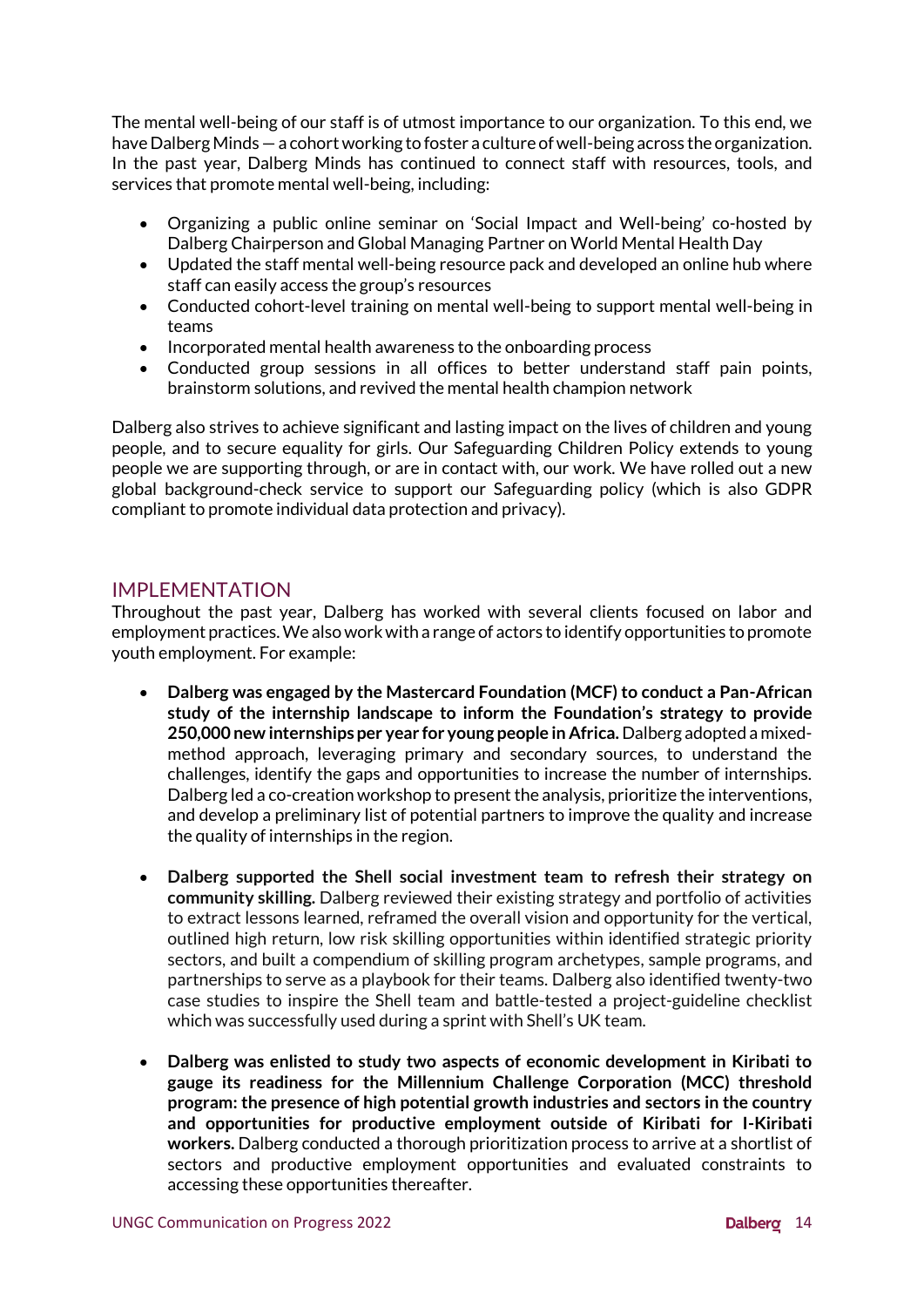The mental well-being of our staff is of utmost importance to our organization. To this end, we have Dalberg Minds — a cohort working to foster a culture of well-being across the organization. In the past year, Dalberg Minds has continued to connect staff with resources, tools, and services that promote mental well-being, including:

- Organizing a public online seminar on 'Social Impact and Well-being' co-hosted by Dalberg Chairperson and Global Managing Partner on World Mental Health Day
- Updated the staff mental well-being resource pack and developed an online hub where staff can easily access the group's resources
- Conducted cohort-level training on mental well-being to support mental well-being in teams
- Incorporated mental health awareness to the onboarding process
- Conducted group sessions in all offices to better understand staff pain points, brainstorm solutions, and revived the mental health champion network

Dalberg also strives to achieve significant and lasting impact on the lives of children and young people, and to secure equality for girls. Our Safeguarding Children Policy extends to young people we are supporting through, or are in contact with, our work. We have rolled out a new global background-check service to support our Safeguarding policy (which is also GDPR compliant to promote individual data protection and privacy).

## IMPLEMENTATION

Throughout the past year, Dalberg has worked with several clients focused on labor and employment practices. We also work with a range of actors to identify opportunities to promote youth employment. For example:

- **Dalberg was engaged by the Mastercard Foundation (MCF) to conduct a Pan-African study of the internship landscape to inform the Foundation's strategy to provide 250,000 new internships per year for young people in Africa.** Dalberg adopted a mixed-method approach, leveraging primary and secondary sources, to understand the challenges, identify the gaps and opportunities to increase the number of internships. Dalberg led a co-creation workshop to present the analysis, prioritize the interventions, and develop a preliminary list of potential partners to improve the quality and increase the quality of internships in the region.

- **Dalberg supported the Shell social investment team to refresh their strategy on community skilling.** Dalberg reviewed their existing strategy and portfolio of activities to extract lessons learned, reframed the overall vision and opportunity for the vertical, outlined high return, low risk skilling opportunities within identified strategic priority sectors, and built a compendium of skilling program archetypes, sample programs, and partnerships to serve as a playbook for their teams. Dalberg also identified twenty-two case studies to inspire the Shell team and battle-tested a project-guideline checklist which was successfully used during a sprint with Shell's UK team.

- **Dalberg was enlisted to study two aspects of economic development in Kiribati to gauge its readiness for the Millennium Challenge Corporation (MCC) threshold program: the presence of high potential growth industries and sectors in the country and opportunities for productive employment outside of Kiribati for I-Kiribati workers.** Dalberg conducted a thorough prioritization process to arrive at a shortlist of sectors and productive employment opportunities and evaluated constraints to accessing these opportunities thereafter.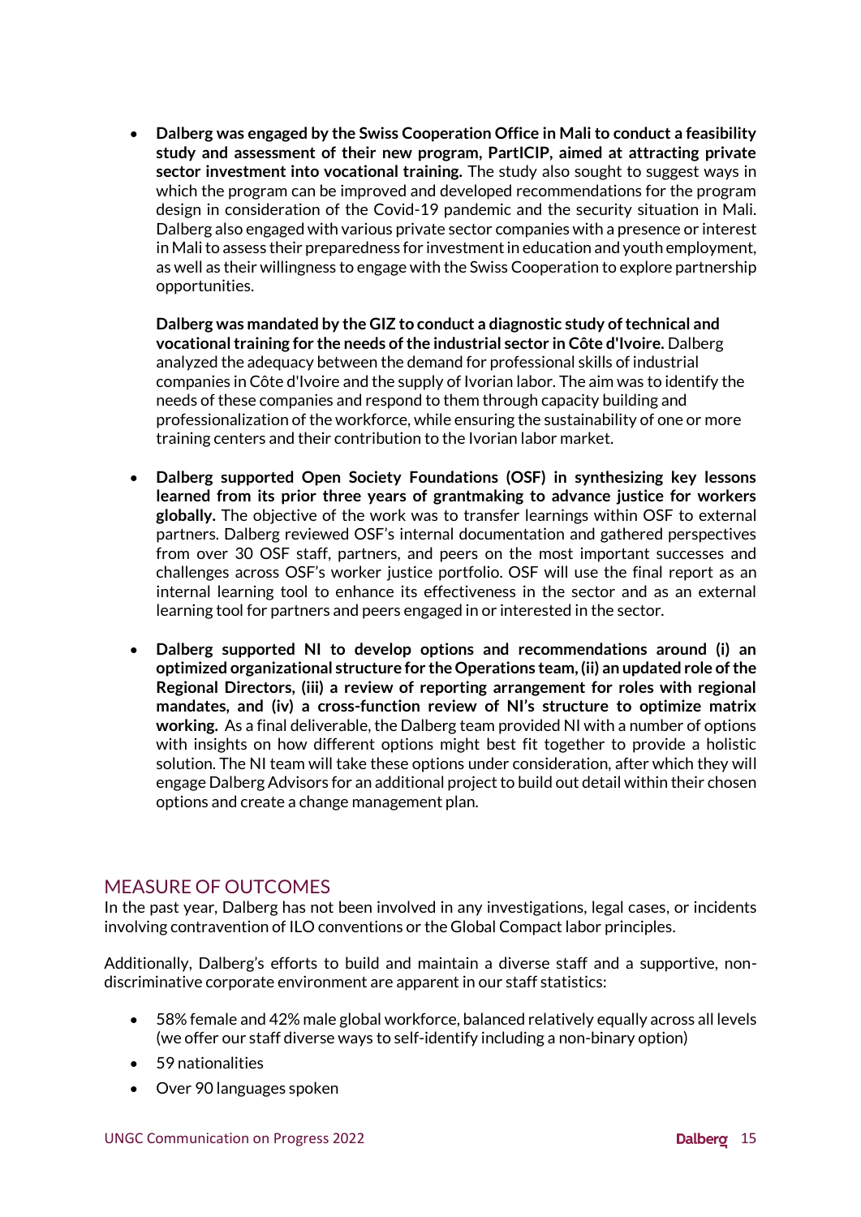- **Dalberg was engaged by the Swiss Cooperation Office in Mali to conduct a feasibility study and assessment of their new program, PartICIP, aimed at attracting private sector investment into vocational training.** The study also sought to suggest ways in which the program can be improved and developed recommendations for the program design in consideration of the Covid-19 pandemic and the security situation in Mali. Dalberg also engaged with various private sector companies with a presence or interest in Mali to assess their preparedness for investment in education and youth employment, as well as their willingness to engage with the Swiss Cooperation to explore partnership opportunities.

  **Dalberg was mandated by the GIZ to conduct a diagnostic study of technical and vocational training for the needs of the industrial sector in Côte d'Ivoire.** Dalberg analyzed the adequacy between the demand for professional skills of industrial companies in Côte d'Ivoire and the supply of Ivorian labor. The aim was to identify the needs of these companies and respond to them through capacity building and professionalization of the workforce, while ensuring the sustainability of one or more training centers and their contribution to the Ivorian labor market.

- **Dalberg supported Open Society Foundations (OSF) in synthesizing key lessons learned from its prior three years of grantmaking to advance justice for workers globally.** The objective of the work was to transfer learnings within OSF to external partners. Dalberg reviewed OSF's internal documentation and gathered perspectives from over 30 OSF staff, partners, and peers on the most important successes and challenges across OSF's worker justice portfolio. OSF will use the final report as an internal learning tool to enhance its effectiveness in the sector and as an external learning tool for partners and peers engaged in or interested in the sector.

- **Dalberg supported NI to develop options and recommendations around (i) an optimized organizational structure for the Operations team, (ii) an updated role of the Regional Directors, (iii) a review of reporting arrangement for roles with regional mandates, and (iv) a cross-function review of NI's structure to optimize matrix working.** As a final deliverable, the Dalberg team provided NI with a number of options with insights on how different options might best fit together to provide a holistic solution. The NI team will take these options under consideration, after which they will engage Dalberg Advisors for an additional project to build out detail within their chosen options and create a change management plan.

## MEASURE OF OUTCOMES

In the past year, Dalberg has not been involved in any investigations, legal cases, or incidents involving contravention of ILO conventions or the Global Compact labor principles.

Additionally, Dalberg's efforts to build and maintain a diverse staff and a supportive, non-discriminative corporate environment are apparent in our staff statistics:

- 58% female and 42% male global workforce, balanced relatively equally across all levels (we offer our staff diverse ways to self-identify including a non-binary option)
- 59 nationalities
- Over 90 languages spoken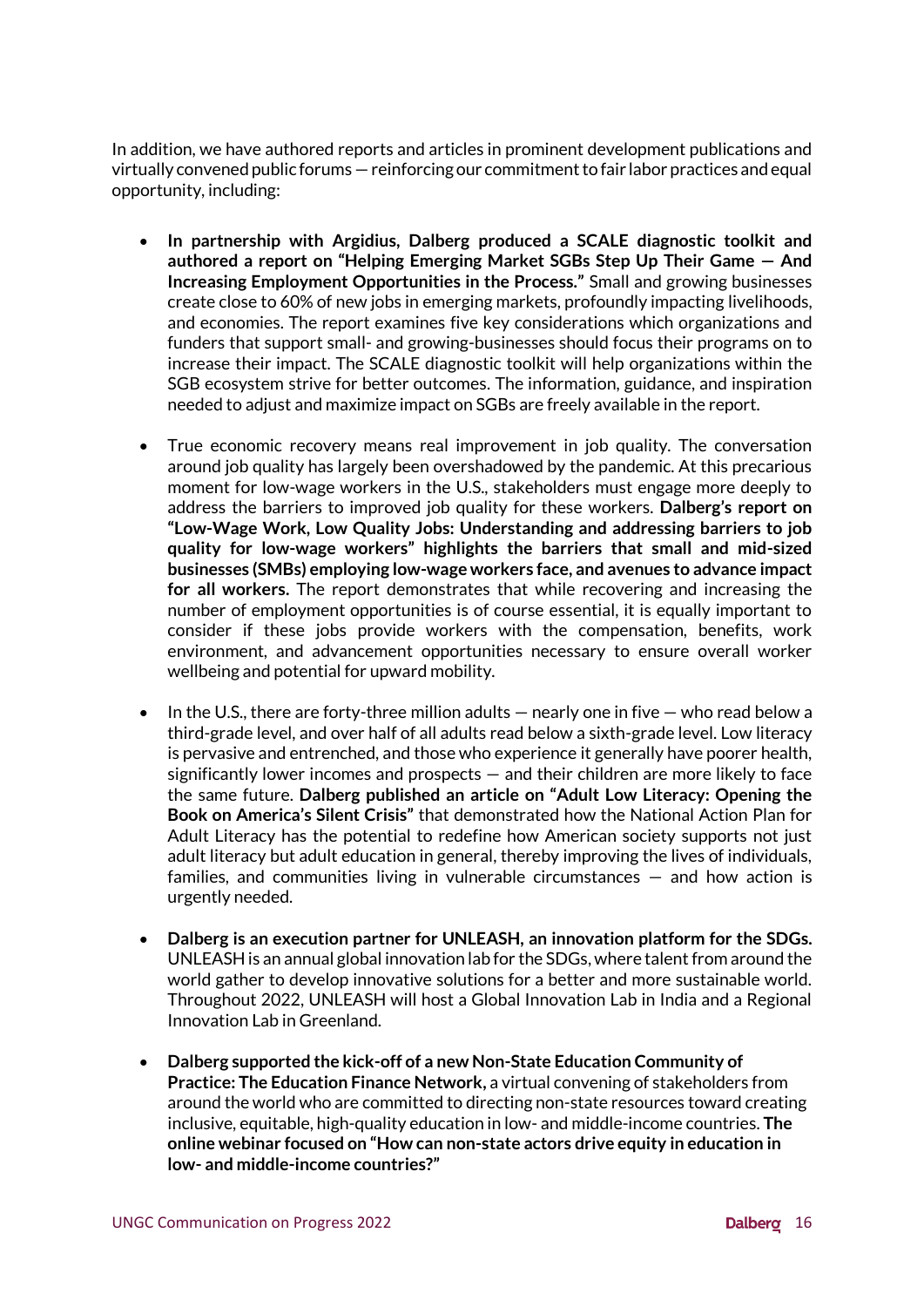In addition, we have authored reports and articles in prominent development publications and virtually convened public forums — reinforcing our commitment to fair labor practices and equal opportunity, including:

- **In partnership with Argidius, Dalberg produced a SCALE diagnostic toolkit and authored a report on "Helping Emerging Market SGBs Step Up Their Game — And Increasing Employment Opportunities in the Process."** Small and growing businesses create close to 60% of new jobs in emerging markets, profoundly impacting livelihoods, and economies. The report examines five key considerations which organizations and funders that support small- and growing-businesses should focus their programs on to increase their impact. The SCALE diagnostic toolkit will help organizations within the SGB ecosystem strive for better outcomes. The information, guidance, and inspiration needed to adjust and maximize impact on SGBs are freely available in the report.

- True economic recovery means real improvement in job quality. The conversation around job quality has largely been overshadowed by the pandemic. At this precarious moment for low-wage workers in the U.S., stakeholders must engage more deeply to address the barriers to improved job quality for these workers. **Dalberg's report on "Low-Wage Work, Low Quality Jobs: Understanding and addressing barriers to job quality for low-wage workers" highlights the barriers that small and mid-sized businesses (SMBs) employing low-wage workers face, and avenues to advance impact for all workers.** The report demonstrates that while recovering and increasing the number of employment opportunities is of course essential, it is equally important to consider if these jobs provide workers with the compensation, benefits, work environment, and advancement opportunities necessary to ensure overall worker wellbeing and potential for upward mobility.

- In the U.S., there are forty-three million adults — nearly one in five — who read below a third-grade level, and over half of all adults read below a sixth-grade level. Low literacy is pervasive and entrenched, and those who experience it generally have poorer health, significantly lower incomes and prospects — and their children are more likely to face the same future. **Dalberg published an article on "Adult Low Literacy: Opening the Book on America's Silent Crisis"** that demonstrated how the National Action Plan for Adult Literacy has the potential to redefine how American society supports not just adult literacy but adult education in general, thereby improving the lives of individuals, families, and communities living in vulnerable circumstances — and how action is urgently needed.

- **Dalberg is an execution partner for UNLEASH, an innovation platform for the SDGs.** UNLEASH is an annual global innovation lab for the SDGs, where talent from around the world gather to develop innovative solutions for a better and more sustainable world. Throughout 2022, UNLEASH will host a Global Innovation Lab in India and a Regional Innovation Lab in Greenland.

- **Dalberg supported the kick-off of a new Non-State Education Community of Practice: The Education Finance Network,** a virtual convening of stakeholders from around the world who are committed to directing non-state resources toward creating inclusive, equitable, high-quality education in low- and middle-income countries. **The online webinar focused on "How can non-state actors drive equity in education in low- and middle-income countries?"**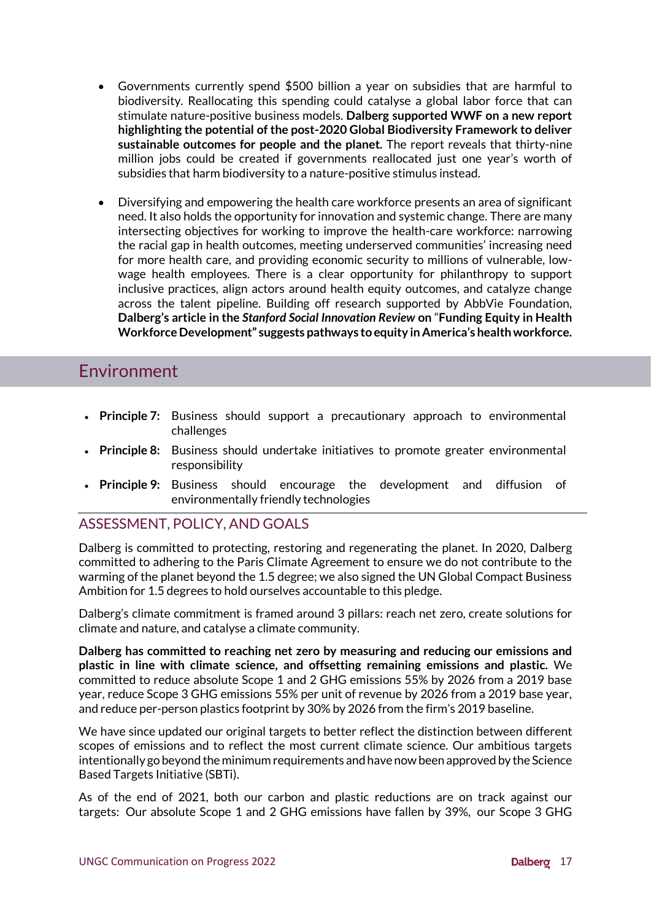- Governments currently spend $500 billion a year on subsidies that are harmful to biodiversity. Reallocating this spending could catalyse a global labor force that can stimulate nature-positive business models. **Dalberg supported WWF on a new report highlighting the potential of the post-2020 Global Biodiversity Framework to deliver sustainable outcomes for people and the planet.** The report reveals that thirty-nine million jobs could be created if governments reallocated just one year's worth of subsidies that harm biodiversity to a nature-positive stimulus instead.

- Diversifying and empowering the health care workforce presents an area of significant need. It also holds the opportunity for innovation and systemic change. There are many intersecting objectives for working to improve the health-care workforce: narrowing the racial gap in health outcomes, meeting underserved communities' increasing need for more health care, and providing economic security to millions of vulnerable, low-wage health employees. There is a clear opportunity for philanthropy to support inclusive practices, align actors around health equity outcomes, and catalyze change across the talent pipeline. Building off research supported by AbbVie Foundation, **Dalberg's article in the *Stanford Social Innovation Review* on "Funding Equity in Health Workforce Development" suggests pathways to equity in America's health workforce.**

# Environment

- **Principle 7:** Business should support a precautionary approach to environmental challenges
- **Principle 8:** Business should undertake initiatives to promote greater environmental responsibility
- **Principle 9:** Business should encourage the development and diffusion of environmentally friendly technologies

## ASSESSMENT, POLICY, AND GOALS

Dalberg is committed to protecting, restoring and regenerating the planet. In 2020, Dalberg committed to adhering to the Paris Climate Agreement to ensure we do not contribute to the warming of the planet beyond the 1.5 degree; we also signed the UN Global Compact Business Ambition for 1.5 degrees to hold ourselves accountable to this pledge.

Dalberg's climate commitment is framed around 3 pillars: reach net zero, create solutions for climate and nature, and catalyse a climate community.

**Dalberg has committed to reaching net zero by measuring and reducing our emissions and plastic in line with climate science, and offsetting remaining emissions and plastic.** We committed to reduce absolute Scope 1 and 2 GHG emissions 55% by 2026 from a 2019 base year, reduce Scope 3 GHG emissions 55% per unit of revenue by 2026 from a 2019 base year, and reduce per-person plastics footprint by 30% by 2026 from the firm's 2019 baseline.

We have since updated our original targets to better reflect the distinction between different scopes of emissions and to reflect the most current climate science. Our ambitious targets intentionally go beyond the minimum requirements and have now been approved by the Science Based Targets Initiative (SBTi).

As of the end of 2021, both our carbon and plastic reductions are on track against our targets: Our absolute Scope 1 and 2 GHG emissions have fallen by 39%, our Scope 3 GHG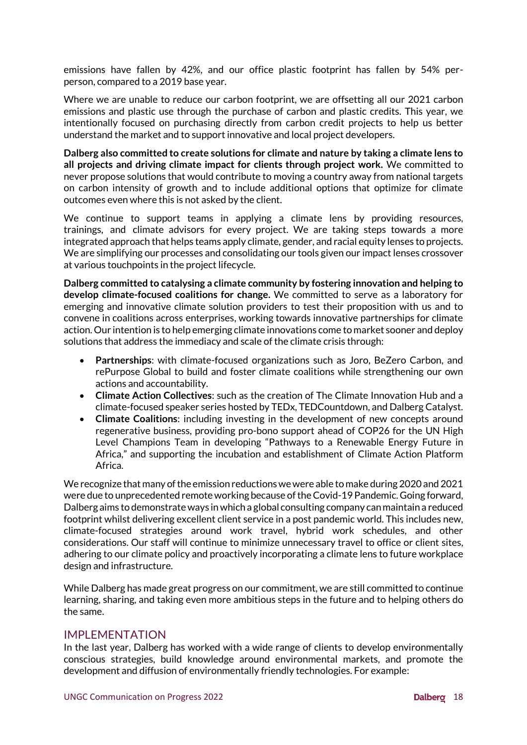emissions have fallen by 42%, and our office plastic footprint has fallen by 54% per-person, compared to a 2019 base year.

Where we are unable to reduce our carbon footprint, we are offsetting all our 2021 carbon emissions and plastic use through the purchase of carbon and plastic credits. This year, we intentionally focused on purchasing directly from carbon credit projects to help us better understand the market and to support innovative and local project developers.

**Dalberg also committed to create solutions for climate and nature by taking a climate lens to all projects and driving climate impact for clients through project work.** We committed to never propose solutions that would contribute to moving a country away from national targets on carbon intensity of growth and to include additional options that optimize for climate outcomes even where this is not asked by the client.

We continue to support teams in applying a climate lens by providing resources, trainings, and climate advisors for every project. We are taking steps towards a more integrated approach that helps teams apply climate, gender, and racial equity lenses to projects. We are simplifying our processes and consolidating our tools given our impact lenses crossover at various touchpoints in the project lifecycle.

**Dalberg committed to catalysing a climate community by fostering innovation and helping to develop climate-focused coalitions for change.** We committed to serve as a laboratory for emerging and innovative climate solution providers to test their proposition with us and to convene in coalitions across enterprises, working towards innovative partnerships for climate action. Our intention is to help emerging climate innovations come to market sooner and deploy solutions that address the immediacy and scale of the climate crisis through:

- **Partnerships**: with climate-focused organizations such as Joro, BeZero Carbon, and rePurpose Global to build and foster climate coalitions while strengthening our own actions and accountability.
- **Climate Action Collectives**: such as the creation of The Climate Innovation Hub and a climate-focused speaker series hosted by TEDx, TEDCountdown, and Dalberg Catalyst.
- **Climate Coalitions**: including investing in the development of new concepts around regenerative business, providing pro-bono support ahead of COP26 for the UN High Level Champions Team in developing "Pathways to a Renewable Energy Future in Africa," and supporting the incubation and establishment of Climate Action Platform Africa.

We recognize that many of the emission reductions we were able to make during 2020 and 2021 were due to unprecedented remote working because of the Covid-19 Pandemic. Going forward, Dalberg aims to demonstrate ways in which a global consulting company can maintain a reduced footprint whilst delivering excellent client service in a post pandemic world. This includes new, climate-focused strategies around work travel, hybrid work schedules, and other considerations. Our staff will continue to minimize unnecessary travel to office or client sites, adhering to our climate policy and proactively incorporating a climate lens to future workplace design and infrastructure.

While Dalberg has made great progress on our commitment, we are still committed to continue learning, sharing, and taking even more ambitious steps in the future and to helping others do the same.

## IMPLEMENTATION

In the last year, Dalberg has worked with a wide range of clients to develop environmentally conscious strategies, build knowledge around environmental markets, and promote the development and diffusion of environmentally friendly technologies. For example: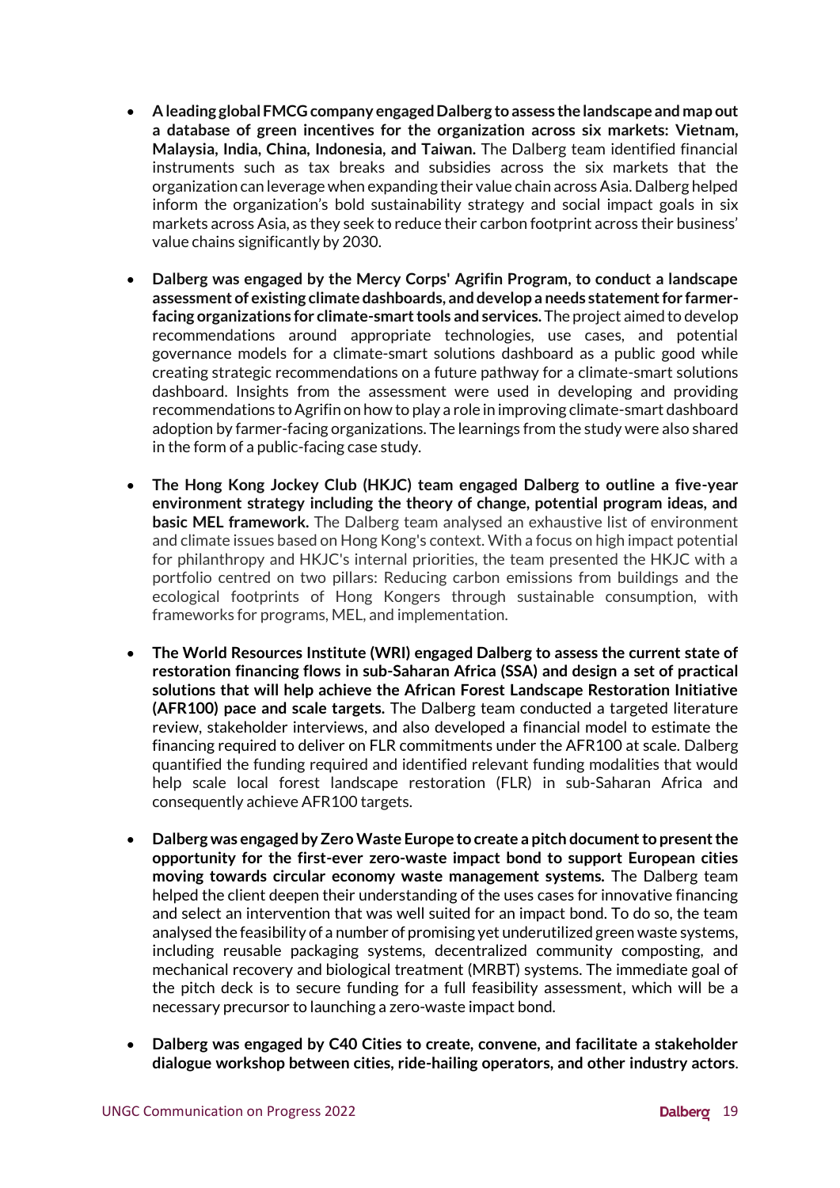- **A leading global FMCG company engaged Dalberg to assess the landscape and map out a database of green incentives for the organization across six markets: Vietnam, Malaysia, India, China, Indonesia, and Taiwan.** The Dalberg team identified financial instruments such as tax breaks and subsidies across the six markets that the organization can leverage when expanding their value chain across Asia. Dalberg helped inform the organization's bold sustainability strategy and social impact goals in six markets across Asia, as they seek to reduce their carbon footprint across their business' value chains significantly by 2030.

- **Dalberg was engaged by the Mercy Corps' Agrifin Program, to conduct a landscape assessment of existing climate dashboards, and develop a needs statement for farmer-facing organizations for climate-smart tools and services.** The project aimed to develop recommendations around appropriate technologies, use cases, and potential governance models for a climate-smart solutions dashboard as a public good while creating strategic recommendations on a future pathway for a climate-smart solutions dashboard. Insights from the assessment were used in developing and providing recommendations to Agrifin on how to play a role in improving climate-smart dashboard adoption by farmer-facing organizations. The learnings from the study were also shared in the form of a public-facing case study.

- **The Hong Kong Jockey Club (HKJC) team engaged Dalberg to outline a five-year environment strategy including the theory of change, potential program ideas, and basic MEL framework.** The Dalberg team analysed an exhaustive list of environment and climate issues based on Hong Kong's context. With a focus on high impact potential for philanthropy and HKJC's internal priorities, the team presented the HKJC with a portfolio centred on two pillars: Reducing carbon emissions from buildings and the ecological footprints of Hong Kongers through sustainable consumption, with frameworks for programs, MEL, and implementation.

- **The World Resources Institute (WRI) engaged Dalberg to assess the current state of restoration financing flows in sub-Saharan Africa (SSA) and design a set of practical solutions that will help achieve the African Forest Landscape Restoration Initiative (AFR100) pace and scale targets.** The Dalberg team conducted a targeted literature review, stakeholder interviews, and also developed a financial model to estimate the financing required to deliver on FLR commitments under the AFR100 at scale. Dalberg quantified the funding required and identified relevant funding modalities that would help scale local forest landscape restoration (FLR) in sub-Saharan Africa and consequently achieve AFR100 targets.

- **Dalberg was engaged by Zero Waste Europe to create a pitch document to present the opportunity for the first-ever zero-waste impact bond to support European cities moving towards circular economy waste management systems.** The Dalberg team helped the client deepen their understanding of the uses cases for innovative financing and select an intervention that was well suited for an impact bond. To do so, the team analysed the feasibility of a number of promising yet underutilized green waste systems, including reusable packaging systems, decentralized community composting, and mechanical recovery and biological treatment (MRBT) systems. The immediate goal of the pitch deck is to secure funding for a full feasibility assessment, which will be a necessary precursor to launching a zero-waste impact bond.

- **Dalberg was engaged by C40 Cities to create, convene, and facilitate a stakeholder dialogue workshop between cities, ride-hailing operators, and other industry actors**.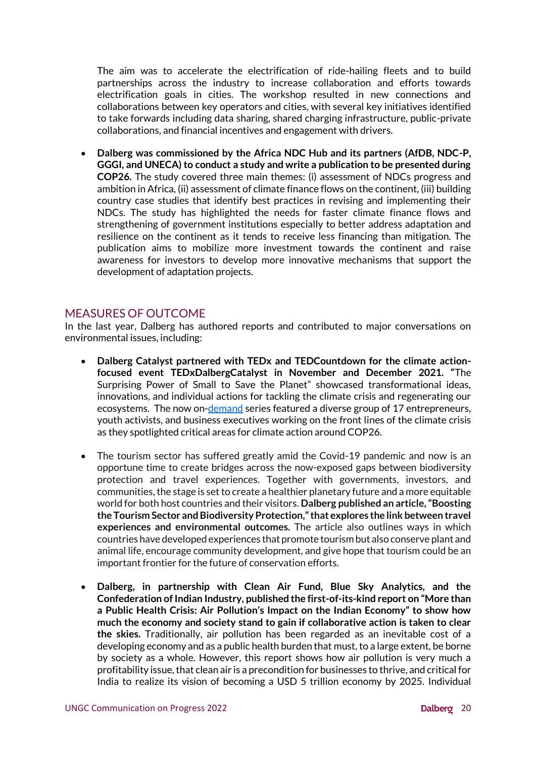The aim was to accelerate the electrification of ride-hailing fleets and to build partnerships across the industry to increase collaboration and efforts towards electrification goals in cities. The workshop resulted in new connections and collaborations between key operators and cities, with several key initiatives identified to take forwards including data sharing, shared charging infrastructure, public-private collaborations, and financial incentives and engagement with drivers.

- **Dalberg was commissioned by the Africa NDC Hub and its partners (AfDB, NDC-P, GGGI, and UNECA) to conduct a study and write a publication to be presented during COP26.** The study covered three main themes: (i) assessment of NDCs progress and ambition in Africa, (ii) assessment of climate finance flows on the continent, (iii) building country case studies that identify best practices in revising and implementing their NDCs. The study has highlighted the needs for faster climate finance flows and strengthening of government institutions especially to better address adaptation and resilience on the continent as it tends to receive less financing than mitigation. The publication aims to mobilize more investment towards the continent and raise awareness for investors to develop more innovative mechanisms that support the development of adaptation projects.

## MEASURES OF OUTCOME

In the last year, Dalberg has authored reports and contributed to major conversations on environmental issues, including:

- **Dalberg Catalyst partnered with TEDx and TEDCountdown for the climate action-focused event TEDxDalbergCatalyst in November and December 2021. "**The Surprising Power of Small to Save the Planet" showcased transformational ideas, innovations, and individual actions for tackling the climate crisis and regenerating our ecosystems. The now on-demand series featured a diverse group of 17 entrepreneurs, youth activists, and business executives working on the front lines of the climate crisis as they spotlighted critical areas for climate action around COP26.

- The tourism sector has suffered greatly amid the Covid-19 pandemic and now is an opportune time to create bridges across the now-exposed gaps between biodiversity protection and travel experiences. Together with governments, investors, and communities, the stage is set to create a healthier planetary future and a more equitable world for both host countries and their visitors. **Dalberg published an article, "Boosting the Tourism Sector and Biodiversity Protection," that explores the link between travel experiences and environmental outcomes.** The article also outlines ways in which countries have developed experiences that promote tourism but also conserve plant and animal life, encourage community development, and give hope that tourism could be an important frontier for the future of conservation efforts.

- **Dalberg, in partnership with Clean Air Fund, Blue Sky Analytics, and the Confederation of Indian Industry, published the first-of-its-kind report on "More than a Public Health Crisis: Air Pollution's Impact on the Indian Economy" to show how much the economy and society stand to gain if collaborative action is taken to clear the skies.** Traditionally, air pollution has been regarded as an inevitable cost of a developing economy and as a public health burden that must, to a large extent, be borne by society as a whole. However, this report shows how air pollution is very much a profitability issue, that clean air is a precondition for businesses to thrive, and critical for India to realize its vision of becoming a USD 5 trillion economy by 2025. Individual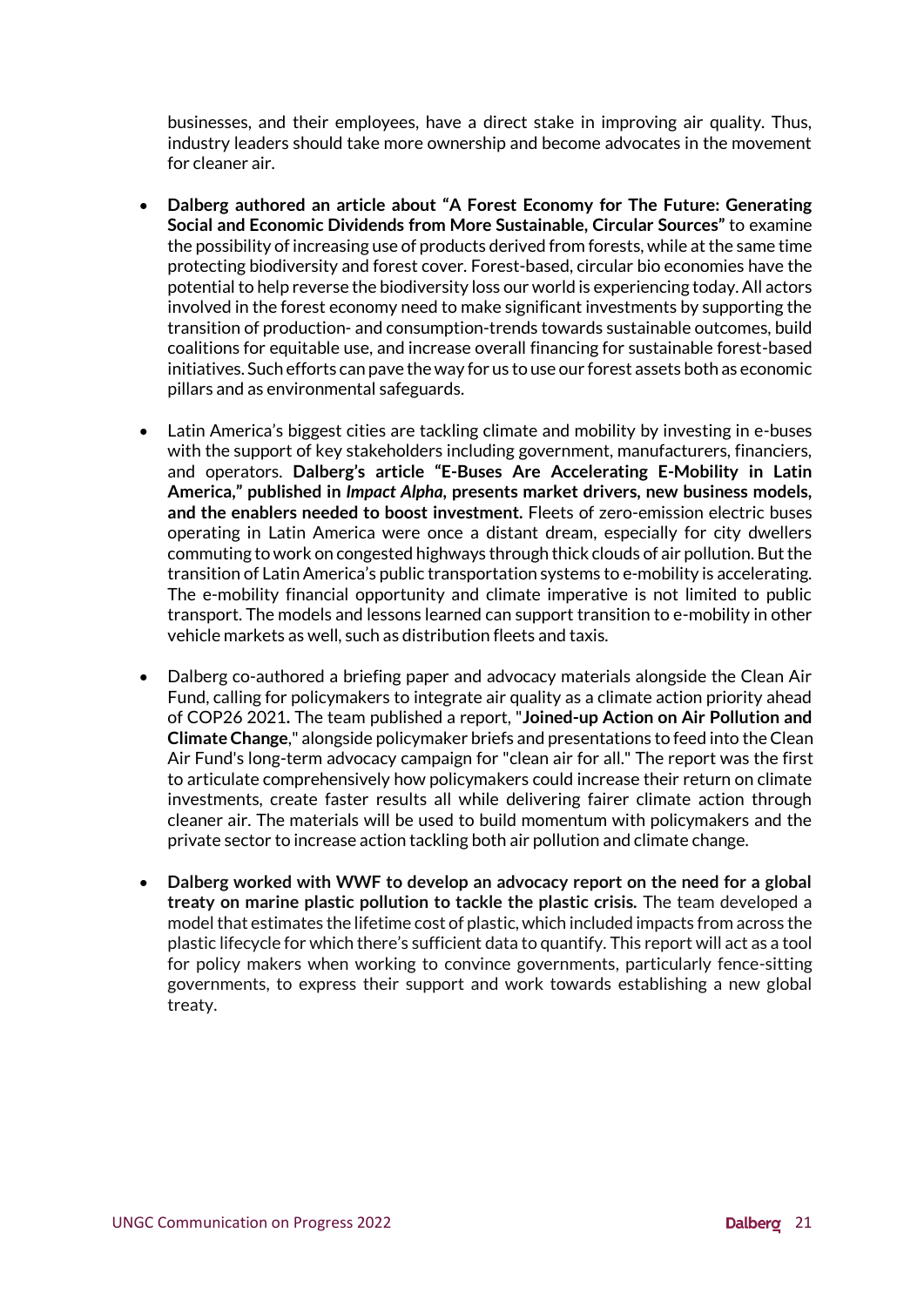businesses, and their employees, have a direct stake in improving air quality. Thus, industry leaders should take more ownership and become advocates in the movement for cleaner air.

- **Dalberg authored an article about "A Forest Economy for The Future: Generating Social and Economic Dividends from More Sustainable, Circular Sources"** to examine the possibility of increasing use of products derived from forests, while at the same time protecting biodiversity and forest cover. Forest-based, circular bio economies have the potential to help reverse the biodiversity loss our world is experiencing today. All actors involved in the forest economy need to make significant investments by supporting the transition of production- and consumption-trends towards sustainable outcomes, build coalitions for equitable use, and increase overall financing for sustainable forest-based initiatives. Such efforts can pave the way for us to use our forest assets both as economic pillars and as environmental safeguards.

- Latin America's biggest cities are tackling climate and mobility by investing in e-buses with the support of key stakeholders including government, manufacturers, financiers, and operators. **Dalberg's article "E-Buses Are Accelerating E-Mobility in Latin America," published in *Impact Alpha*, presents market drivers, new business models, and the enablers needed to boost investment.** Fleets of zero-emission electric buses operating in Latin America were once a distant dream, especially for city dwellers commuting to work on congested highways through thick clouds of air pollution. But the transition of Latin America's public transportation systems to e-mobility is accelerating. The e-mobility financial opportunity and climate imperative is not limited to public transport. The models and lessons learned can support transition to e-mobility in other vehicle markets as well, such as distribution fleets and taxis.

- Dalberg co-authored a briefing paper and advocacy materials alongside the Clean Air Fund, calling for policymakers to integrate air quality as a climate action priority ahead of COP26 2021. The team published a report, "**Joined-up Action on Air Pollution and Climate Change**," alongside policymaker briefs and presentations to feed into the Clean Air Fund's long-term advocacy campaign for "clean air for all." The report was the first to articulate comprehensively how policymakers could increase their return on climate investments, create faster results all while delivering fairer climate action through cleaner air. The materials will be used to build momentum with policymakers and the private sector to increase action tackling both air pollution and climate change.

- **Dalberg worked with WWF to develop an advocacy report on the need for a global treaty on marine plastic pollution to tackle the plastic crisis.** The team developed a model that estimates the lifetime cost of plastic, which included impacts from across the plastic lifecycle for which there's sufficient data to quantify. This report will act as a tool for policy makers when working to convince governments, particularly fence-sitting governments, to express their support and work towards establishing a new global treaty.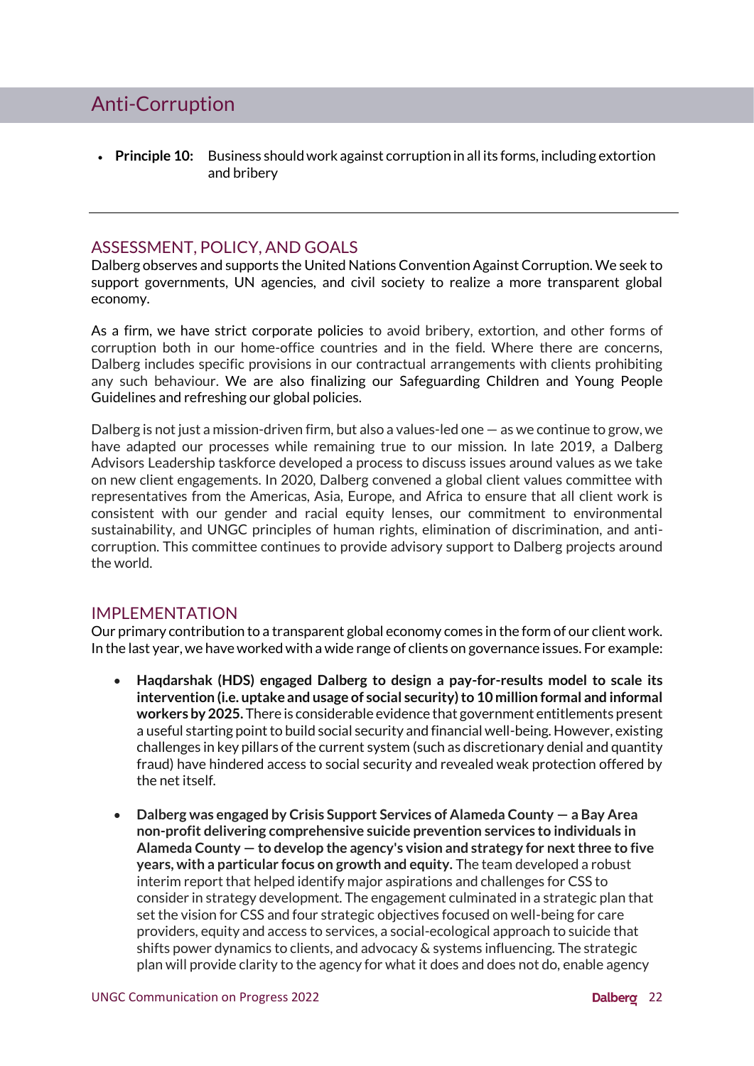# Anti-Corruption

- **Principle 10:** Business should work against corruption in all its forms, including extortion and bribery

---

## ASSESSMENT, POLICY, AND GOALS

Dalberg observes and supports the United Nations Convention Against Corruption. We seek to support governments, UN agencies, and civil society to realize a more transparent global economy.

As a firm, we have strict corporate policies to avoid bribery, extortion, and other forms of corruption both in our home-office countries and in the field. Where there are concerns, Dalberg includes specific provisions in our contractual arrangements with clients prohibiting any such behaviour. We are also finalizing our Safeguarding Children and Young People Guidelines and refreshing our global policies.

Dalberg is not just a mission-driven firm, but also a values-led one — as we continue to grow, we have adapted our processes while remaining true to our mission. In late 2019, a Dalberg Advisors Leadership taskforce developed a process to discuss issues around values as we take on new client engagements. In 2020, Dalberg convened a global client values committee with representatives from the Americas, Asia, Europe, and Africa to ensure that all client work is consistent with our gender and racial equity lenses, our commitment to environmental sustainability, and UNGC principles of human rights, elimination of discrimination, and anti-corruption. This committee continues to provide advisory support to Dalberg projects around the world.

## IMPLEMENTATION

Our primary contribution to a transparent global economy comes in the form of our client work. In the last year, we have worked with a wide range of clients on governance issues. For example:

- **Haqdarshak (HDS) engaged Dalberg to design a pay-for-results model to scale its intervention (i.e. uptake and usage of social security) to 10 million formal and informal workers by 2025.** There is considerable evidence that government entitlements present a useful starting point to build social security and financial well-being. However, existing challenges in key pillars of the current system (such as discretionary denial and quantity fraud) have hindered access to social security and revealed weak protection offered by the net itself.

- **Dalberg was engaged by Crisis Support Services of Alameda County — a Bay Area non-profit delivering comprehensive suicide prevention services to individuals in Alameda County — to develop the agency's vision and strategy for next three to five years, with a particular focus on growth and equity.** The team developed a robust interim report that helped identify major aspirations and challenges for CSS to consider in strategy development. The engagement culminated in a strategic plan that set the vision for CSS and four strategic objectives focused on well-being for care providers, equity and access to services, a social-ecological approach to suicide that shifts power dynamics to clients, and advocacy & systems influencing. The strategic plan will provide clarity to the agency for what it does and does not do, enable agency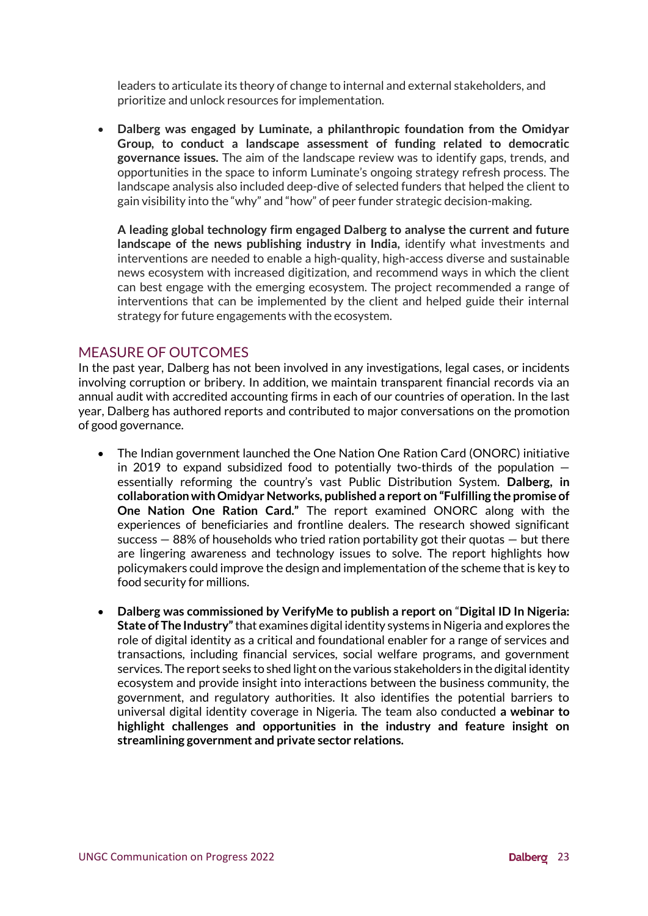leaders to articulate its theory of change to internal and external stakeholders, and prioritize and unlock resources for implementation.

- **Dalberg was engaged by Luminate, a philanthropic foundation from the Omidyar Group, to conduct a landscape assessment of funding related to democratic governance issues.** The aim of the landscape review was to identify gaps, trends, and opportunities in the space to inform Luminate's ongoing strategy refresh process. The landscape analysis also included deep-dive of selected funders that helped the client to gain visibility into the "why" and "how" of peer funder strategic decision-making.

  **A leading global technology firm engaged Dalberg to analyse the current and future landscape of the news publishing industry in India,** identify what investments and interventions are needed to enable a high-quality, high-access diverse and sustainable news ecosystem with increased digitization, and recommend ways in which the client can best engage with the emerging ecosystem. The project recommended a range of interventions that can be implemented by the client and helped guide their internal strategy for future engagements with the ecosystem.

## MEASURE OF OUTCOMES

In the past year, Dalberg has not been involved in any investigations, legal cases, or incidents involving corruption or bribery. In addition, we maintain transparent financial records via an annual audit with accredited accounting firms in each of our countries of operation. In the last year, Dalberg has authored reports and contributed to major conversations on the promotion of good governance.

- The Indian government launched the One Nation One Ration Card (ONORC) initiative in 2019 to expand subsidized food to potentially two-thirds of the population — essentially reforming the country's vast Public Distribution System. **Dalberg, in collaboration with Omidyar Networks, published a report on "Fulfilling the promise of One Nation One Ration Card."** The report examined ONORC along with the experiences of beneficiaries and frontline dealers. The research showed significant success — 88% of households who tried ration portability got their quotas — but there are lingering awareness and technology issues to solve. The report highlights how policymakers could improve the design and implementation of the scheme that is key to food security for millions.

- **Dalberg was commissioned by VerifyMe to publish a report on** "**Digital ID In Nigeria: State of The Industry"** that examines digital identity systems in Nigeria and explores the role of digital identity as a critical and foundational enabler for a range of services and transactions, including financial services, social welfare programs, and government services. The report seeks to shed light on the various stakeholders in the digital identity ecosystem and provide insight into interactions between the business community, the government, and regulatory authorities. It also identifies the potential barriers to universal digital identity coverage in Nigeria. The team also conducted **a webinar to highlight challenges and opportunities in the industry and feature insight on streamlining government and private sector relations.**